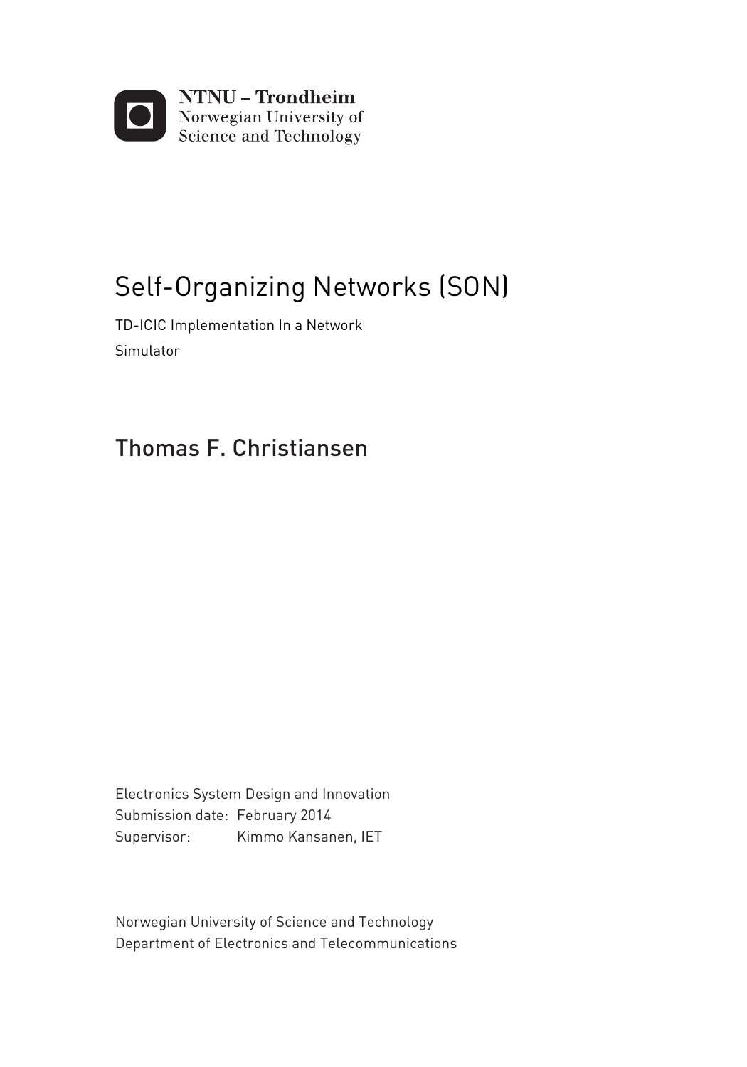NTNU – Trondheim
Norwegian University of
Science and Technology

# Self-Organizing Networks (SON)

TD-ICIC Implementation In a Network
Simulator

## Thomas F. Christiansen

Electronics System Design and Innovation
Submission date: February 2014
Supervisor: Kimmo Kansanen, IET

Norwegian University of Science and Technology
Department of Electronics and Telecommunications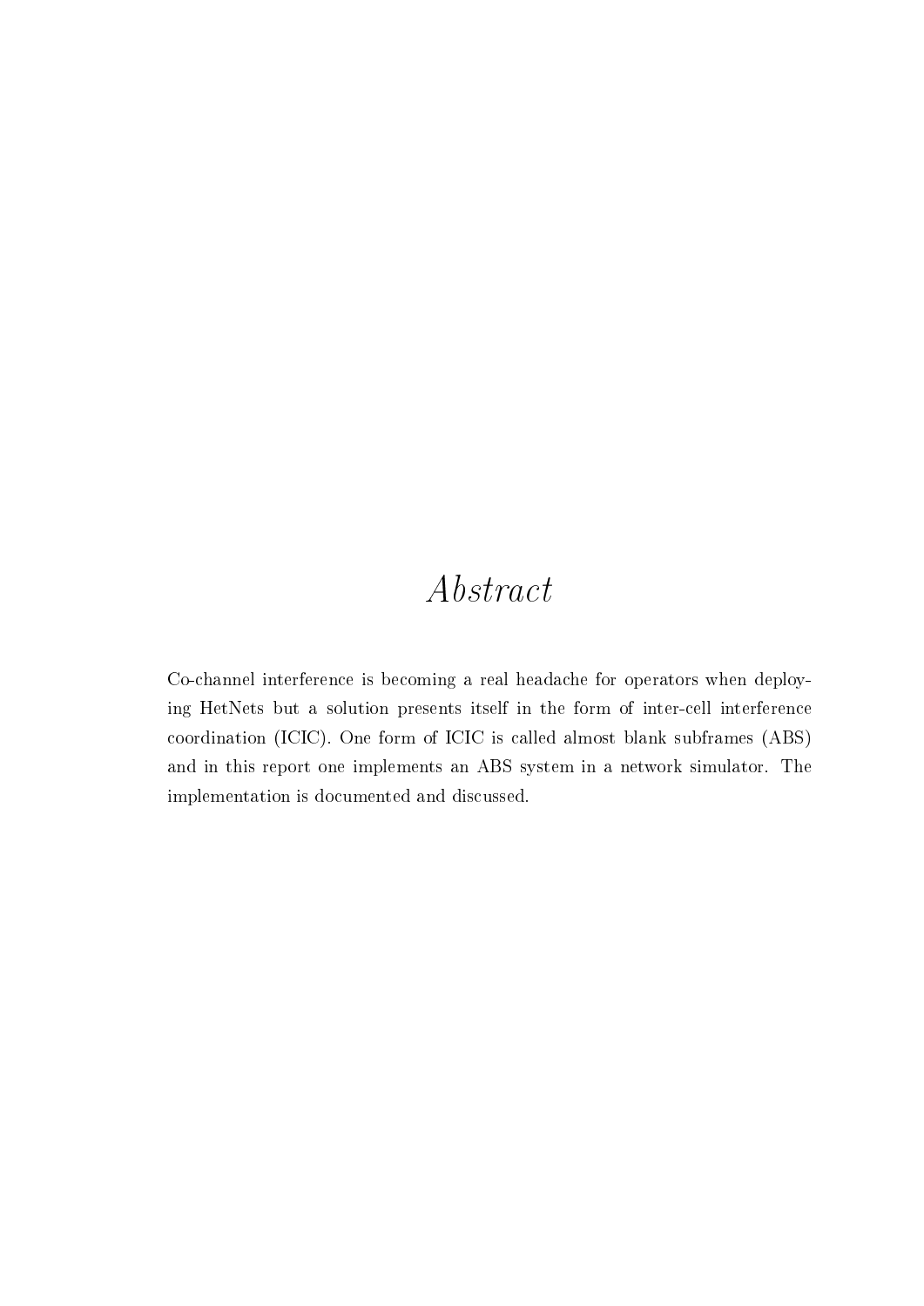# *Abstract*

Co-channel interference is becoming a real headache for operators when deploying HetNets but a solution presents itself in the form of inter-cell interference coordination (ICIC). One form of ICIC is called almost blank subframes (ABS) and in this report one implements an ABS system in a network simulator. The implementation is documented and discussed.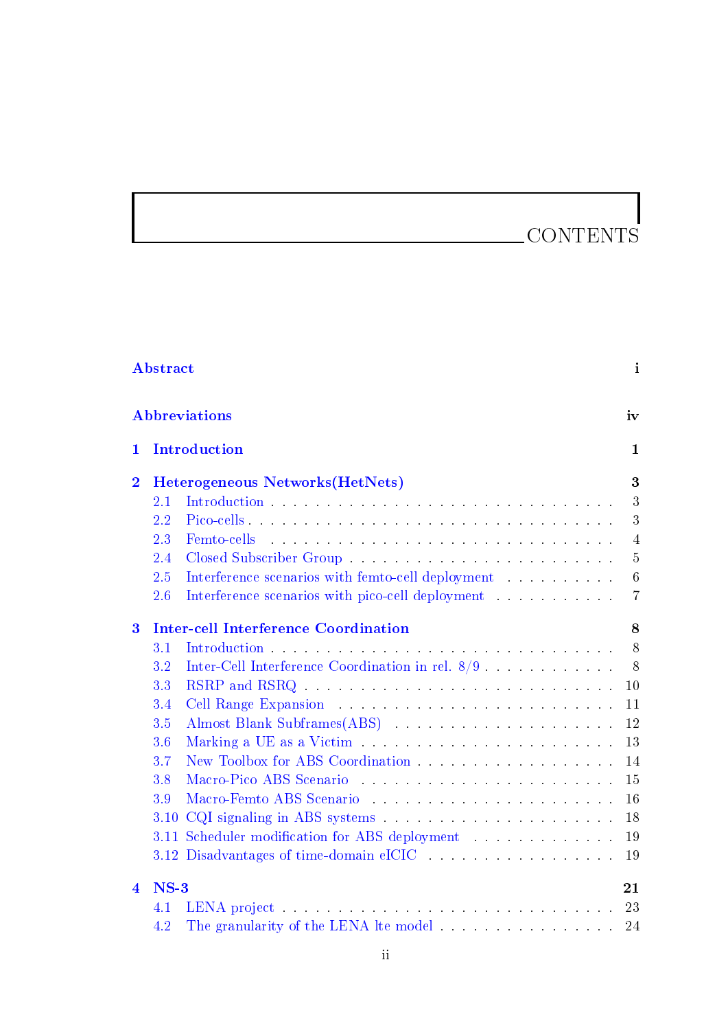# CONTENTS

**Abstract** **i**

**Abbreviations** **iv**

**1 Introduction** **1**

**2 Heterogeneous Networks(HetNets)** **3**

- 2.1 Introduction . . . . . . . . . . . . . . . . . . . . . . . . . . . . . 3
- 2.2 Pico-cells . . . . . . . . . . . . . . . . . . . . . . . . . . . . . . . 3
- 2.3 Femto-cells . . . . . . . . . . . . . . . . . . . . . . . . . . . . . . 4
- 2.4 Closed Subscriber Group . . . . . . . . . . . . . . . . . . . . . . . 5
- 2.5 Interference scenarios with femto-cell deployment . . . . . . . . . . 6
- 2.6 Interference scenarios with pico-cell deployment . . . . . . . . . . . 7

**3 Inter-cell Interference Coordination** **8**

- 3.1 Introduction . . . . . . . . . . . . . . . . . . . . . . . . . . . . . 8
- 3.2 Inter-Cell Interference Coordination in rel. 8/9 . . . . . . . . . . . . 8
- 3.3 RSRP and RSRQ . . . . . . . . . . . . . . . . . . . . . . . . . . . 10
- 3.4 Cell Range Expansion . . . . . . . . . . . . . . . . . . . . . . . . 11
- 3.5 Almost Blank Subframes(ABS) . . . . . . . . . . . . . . . . . . . . 12
- 3.6 Marking a UE as a Victim . . . . . . . . . . . . . . . . . . . . . . 13
- 3.7 New Toolbox for ABS Coordination . . . . . . . . . . . . . . . . . 14
- 3.8 Macro-Pico ABS Scenario . . . . . . . . . . . . . . . . . . . . . . 15
- 3.9 Macro-Femto ABS Scenario . . . . . . . . . . . . . . . . . . . . . 16
- 3.10 CQI signaling in ABS systems . . . . . . . . . . . . . . . . . . . . 18
- 3.11 Scheduler modification for ABS deployment . . . . . . . . . . . . . 19
- 3.12 Disadvantages of time-domain eICIC . . . . . . . . . . . . . . . . . 19

**4 NS-3** **21**

- 4.1 LENA project . . . . . . . . . . . . . . . . . . . . . . . . . . . . . 23
- 4.2 The granularity of the LENA lte model . . . . . . . . . . . . . . . . 24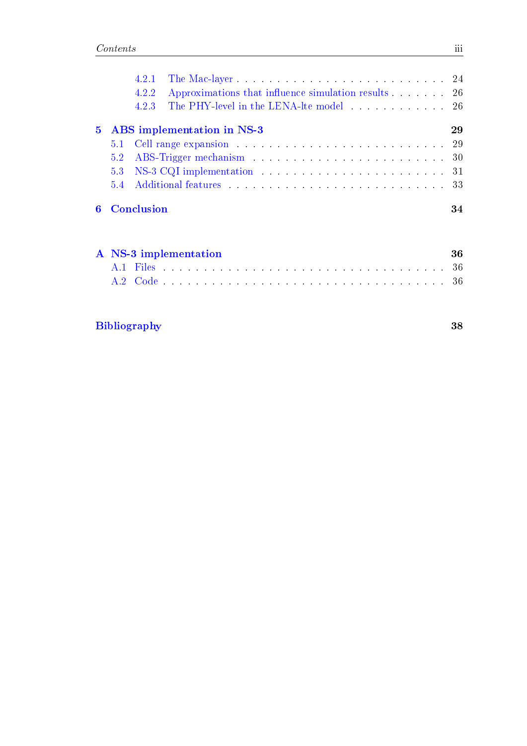- 4.2.1 The Mac-layer . . . . . . . . . . . . . . . . . . . . . . . . . 24
- 4.2.2 Approximations that influence simulation results . . . . . . . 26
- 4.2.3 The PHY-level in the LENA-lte model . . . . . . . . . . . . 26

**5 ABS implementation in NS-3** **29**

- 5.1 Cell range expansion . . . . . . . . . . . . . . . . . . . . . . . . 29
- 5.2 ABS-Trigger mechanism . . . . . . . . . . . . . . . . . . . . . . 30
- 5.3 NS-3 CQI implementation . . . . . . . . . . . . . . . . . . . . . 31
- 5.4 Additional features . . . . . . . . . . . . . . . . . . . . . . . . . 33

**6 Conclusion** **34**

**A NS-3 implementation** **36**

- A.1 Files . . . . . . . . . . . . . . . . . . . . . . . . . . . . . . . . . 36
- A.2 Code . . . . . . . . . . . . . . . . . . . . . . . . . . . . . . . . . 36

**Bibliography** **38**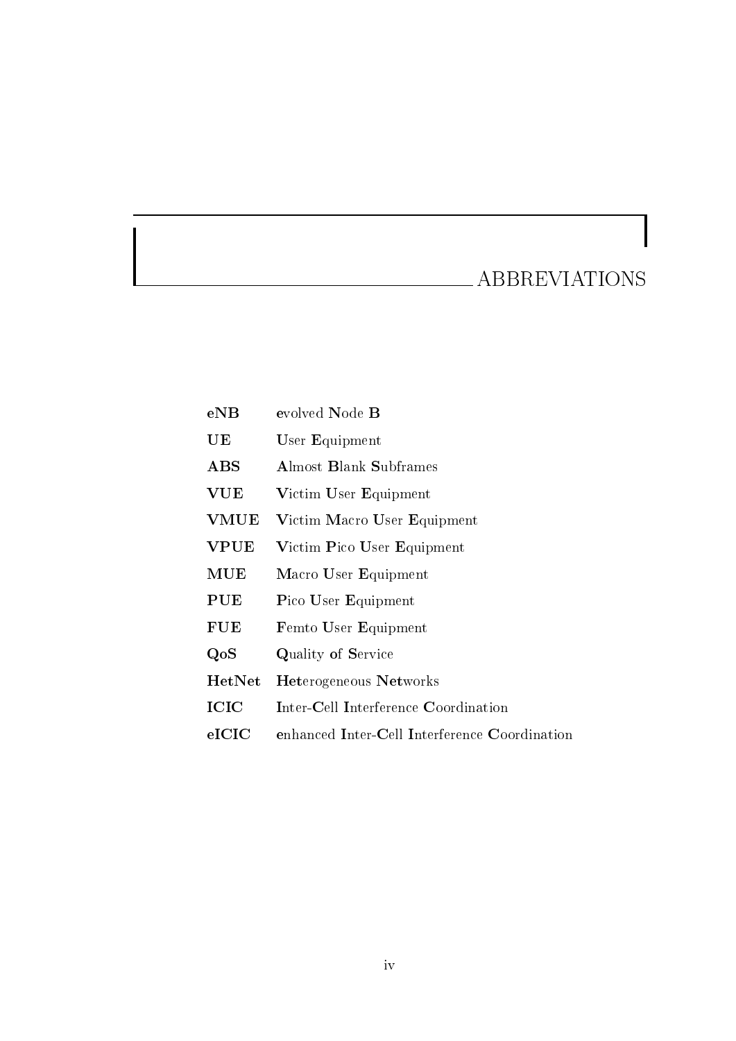# ABBREVIATIONS

| | |
|---|---|
| **eNB** | **e**volved **N**ode **B** |
| **UE** | **U**ser **E**quipment |
| **ABS** | **A**lmost **B**lank **S**ubframes |
| **VUE** | **V**ictim **U**ser **E**quipment |
| **VMUE** | **V**ictim **M**acro **U**ser **E**quipment |
| **VPUE** | **V**ictim **P**ico **U**ser **E**quipment |
| **MUE** | **M**acro **U**ser **E**quipment |
| **PUE** | **P**ico **U**ser **E**quipment |
| **FUE** | **F**emto **U**ser **E**quipment |
| **QoS** | **Q**uality **o**f **S**ervice |
| **HetNet** | **Het**erogeneous **Net**works |
| **ICIC** | **I**nter-**C**ell **I**nterference **C**oordination |
| **eICIC** | **e**nhanced **I**nter-**C**ell **I**nterference **C**oordination |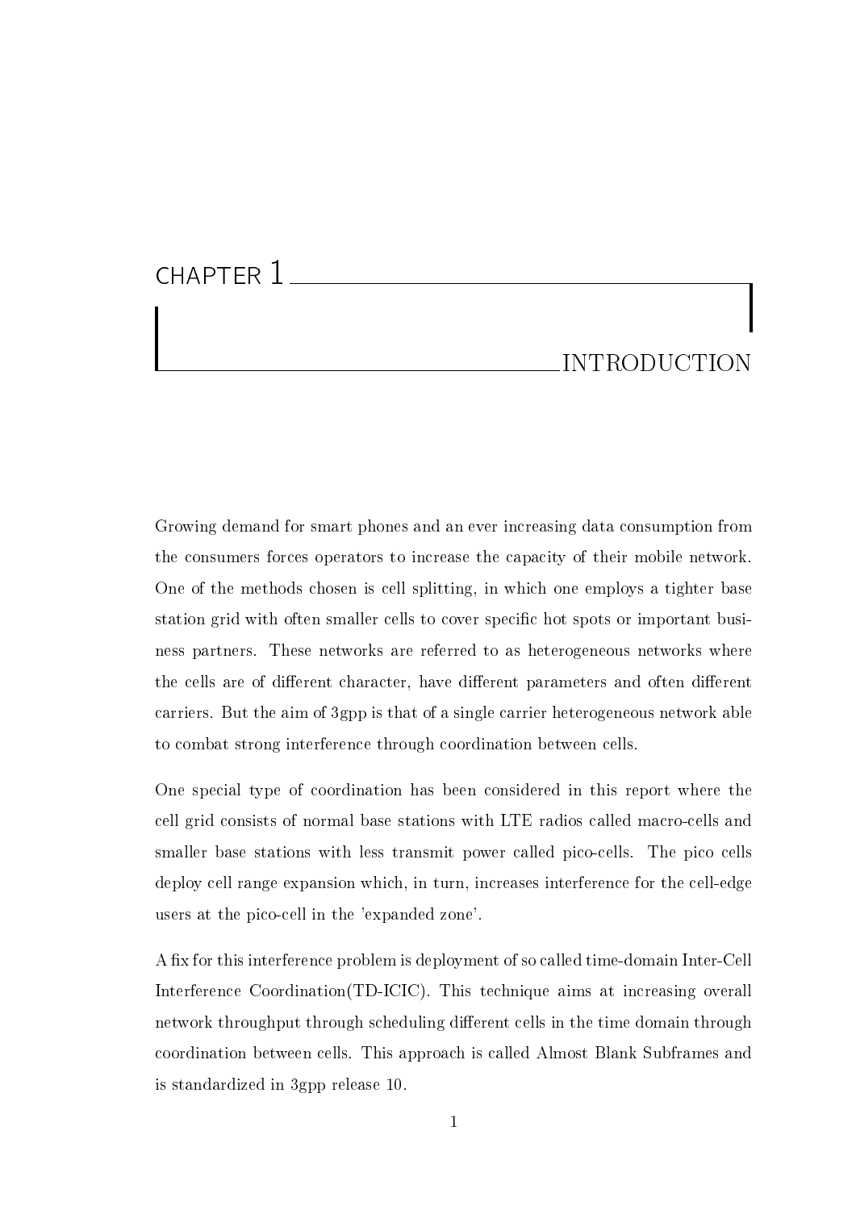# CHAPTER 1

# INTRODUCTION

Growing demand for smart phones and an ever increasing data consumption from the consumers forces operators to increase the capacity of their mobile network. One of the methods chosen is cell splitting, in which one employs a tighter base station grid with often smaller cells to cover specific hot spots or important business partners. These networks are referred to as heterogeneous networks where the cells are of different character, have different parameters and often different carriers. But the aim of 3gpp is that of a single carrier heterogeneous network able to combat strong interference through coordination between cells.

One special type of coordination has been considered in this report where the cell grid consists of normal base stations with LTE radios called macro-cells and smaller base stations with less transmit power called pico-cells. The pico cells deploy cell range expansion which, in turn, increases interference for the cell-edge users at the pico-cell in the 'expanded zone'.

A fix for this interference problem is deployment of so called time-domain Inter-Cell Interference Coordination(TD-ICIC). This technique aims at increasing overall network throughput through scheduling different cells in the time domain through coordination between cells. This approach is called Almost Blank Subframes and is standardized in 3gpp release 10.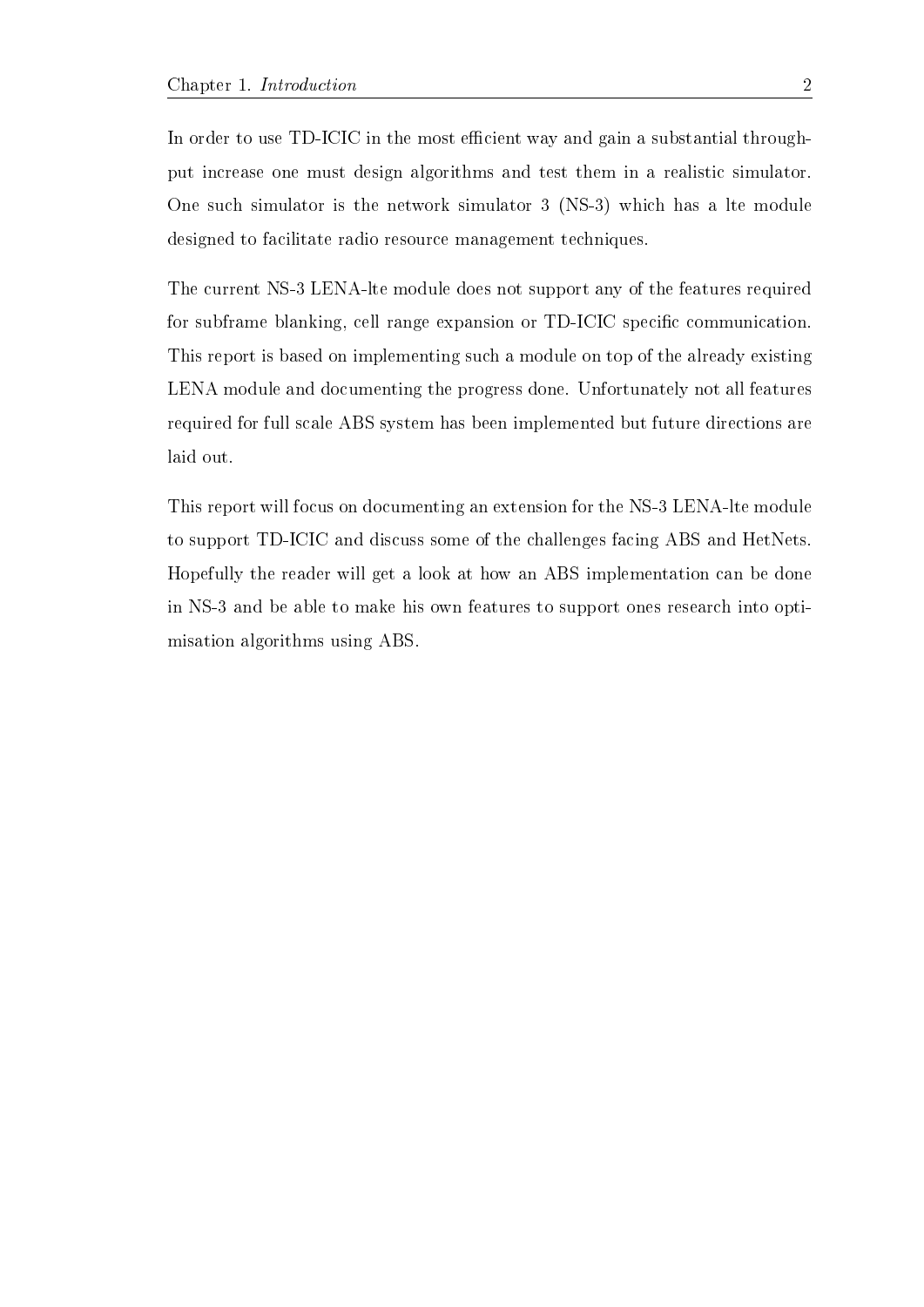In order to use TD-ICIC in the most efficient way and gain a substantial throughput increase one must design algorithms and test them in a realistic simulator. One such simulator is the network simulator 3 (NS-3) which has a lte module designed to facilitate radio resource management techniques.

The current NS-3 LENA-lte module does not support any of the features required for subframe blanking, cell range expansion or TD-ICIC specific communication. This report is based on implementing such a module on top of the already existing LENA module and documenting the progress done. Unfortunately not all features required for full scale ABS system has been implemented but future directions are laid out.

This report will focus on documenting an extension for the NS-3 LENA-lte module to support TD-ICIC and discuss some of the challenges facing ABS and HetNets. Hopefully the reader will get a look at how an ABS implementation can be done in NS-3 and be able to make his own features to support ones research into optimisation algorithms using ABS.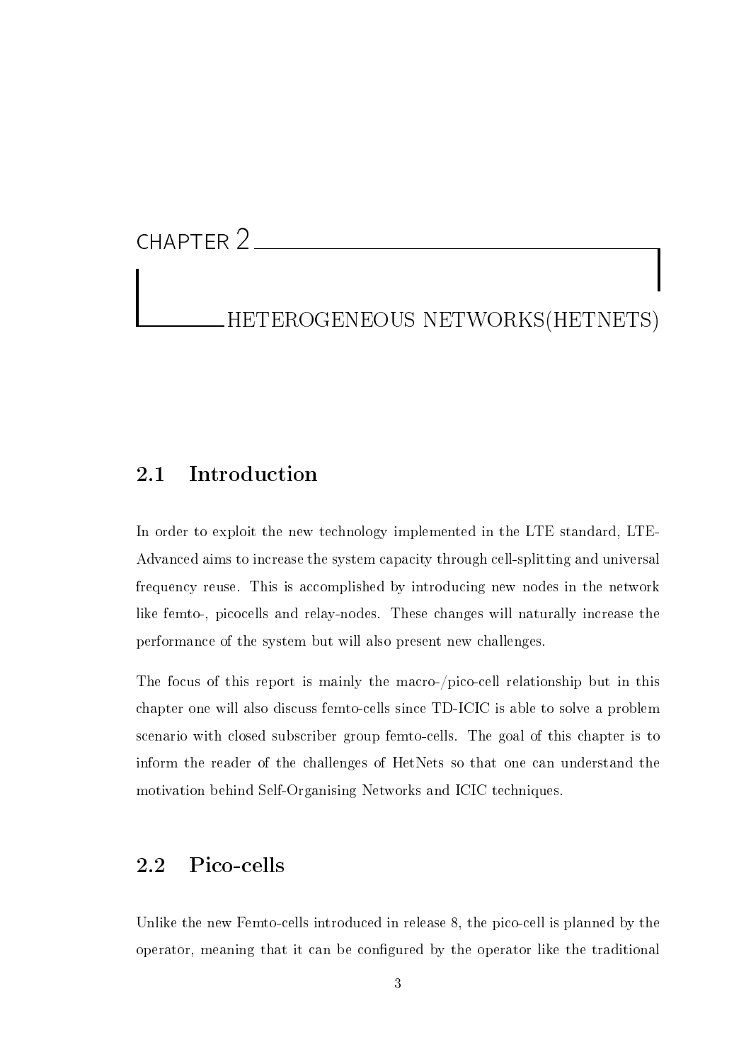# CHAPTER 2

# HETEROGENEOUS NETWORKS(HETNETS)

## 2.1 Introduction

In order to exploit the new technology implemented in the LTE standard, LTE-Advanced aims to increase the system capacity through cell-splitting and universal frequency reuse. This is accomplished by introducing new nodes in the network like femto-, picocells and relay-nodes. These changes will naturally increase the performance of the system but will also present new challenges.

The focus of this report is mainly the macro-/pico-cell relationship but in this chapter one will also discuss femto-cells since TD-ICIC is able to solve a problem scenario with closed subscriber group femto-cells. The goal of this chapter is to inform the reader of the challenges of HetNets so that one can understand the motivation behind Self-Organising Networks and ICIC techniques.

## 2.2 Pico-cells

Unlike the new Femto-cells introduced in release 8, the pico-cell is planned by the operator, meaning that it can be configured by the operator like the traditional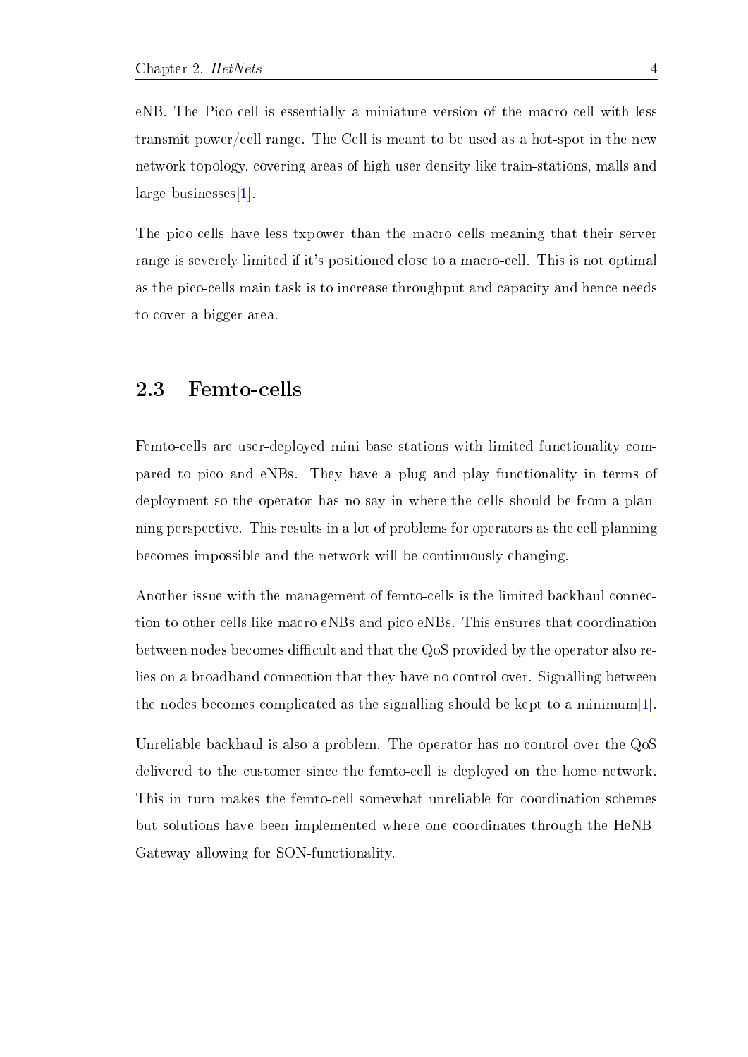eNB. The Pico-cell is essentially a miniature version of the macro cell with less transmit power/cell range. The Cell is meant to be used as a hot-spot in the new network topology, covering areas of high user density like train-stations, malls and large businesses[1].

The pico-cells have less txpower than the macro cells meaning that their server range is severely limited if it's positioned close to a macro-cell. This is not optimal as the pico-cells main task is to increase throughput and capacity and hence needs to cover a bigger area.

## 2.3 Femto-cells

Femto-cells are user-deployed mini base stations with limited functionality compared to pico and eNBs. They have a plug and play functionality in terms of deployment so the operator has no say in where the cells should be from a planning perspective. This results in a lot of problems for operators as the cell planning becomes impossible and the network will be continuously changing.

Another issue with the management of femto-cells is the limited backhaul connection to other cells like macro eNBs and pico eNBs. This ensures that coordination between nodes becomes difficult and that the QoS provided by the operator also relies on a broadband connection that they have no control over. Signalling between the nodes becomes complicated as the signalling should be kept to a minimum[1].

Unreliable backhaul is also a problem. The operator has no control over the QoS delivered to the customer since the femto-cell is deployed on the home network. This in turn makes the femto-cell somewhat unreliable for coordination schemes but solutions have been implemented where one coordinates through the HeNB-Gateway allowing for SON-functionality.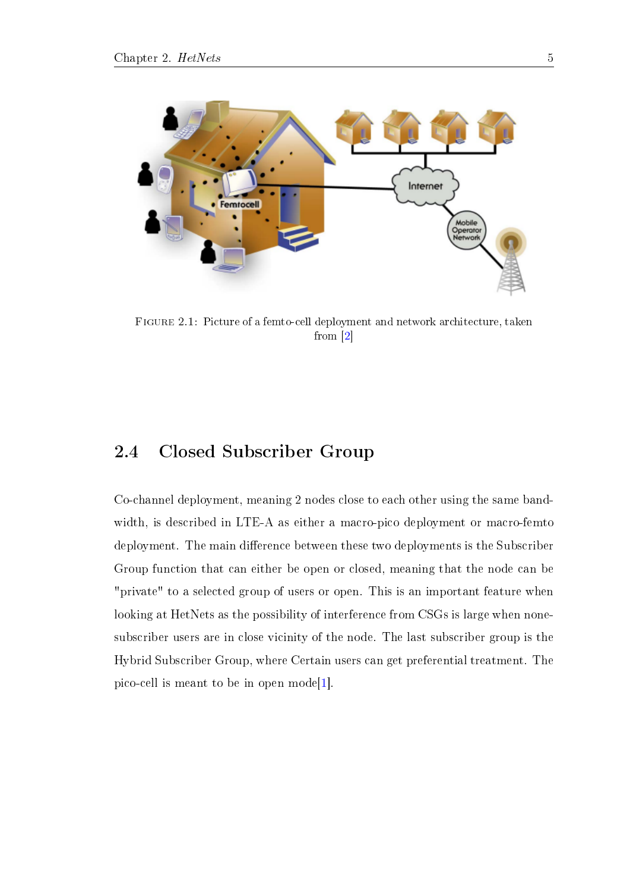FIGURE 2.1: Picture of a femto-cell deployment and network architecture, taken from [2]

## 2.4 Closed Subscriber Group

Co-channel deployment, meaning 2 nodes close to each other using the same bandwidth, is described in LTE-A as either a macro-pico deployment or macro-femto deployment. The main difference between these two deployments is the Subscriber Group function that can either be open or closed, meaning that the node can be "private" to a selected group of users or open. This is an important feature when looking at HetNets as the possibility of interference from CSGs is large when none-subscriber users are in close vicinity of the node. The last subscriber group is the Hybrid Subscriber Group, where Certain users can get preferential treatment. The pico-cell is meant to be in open mode[1].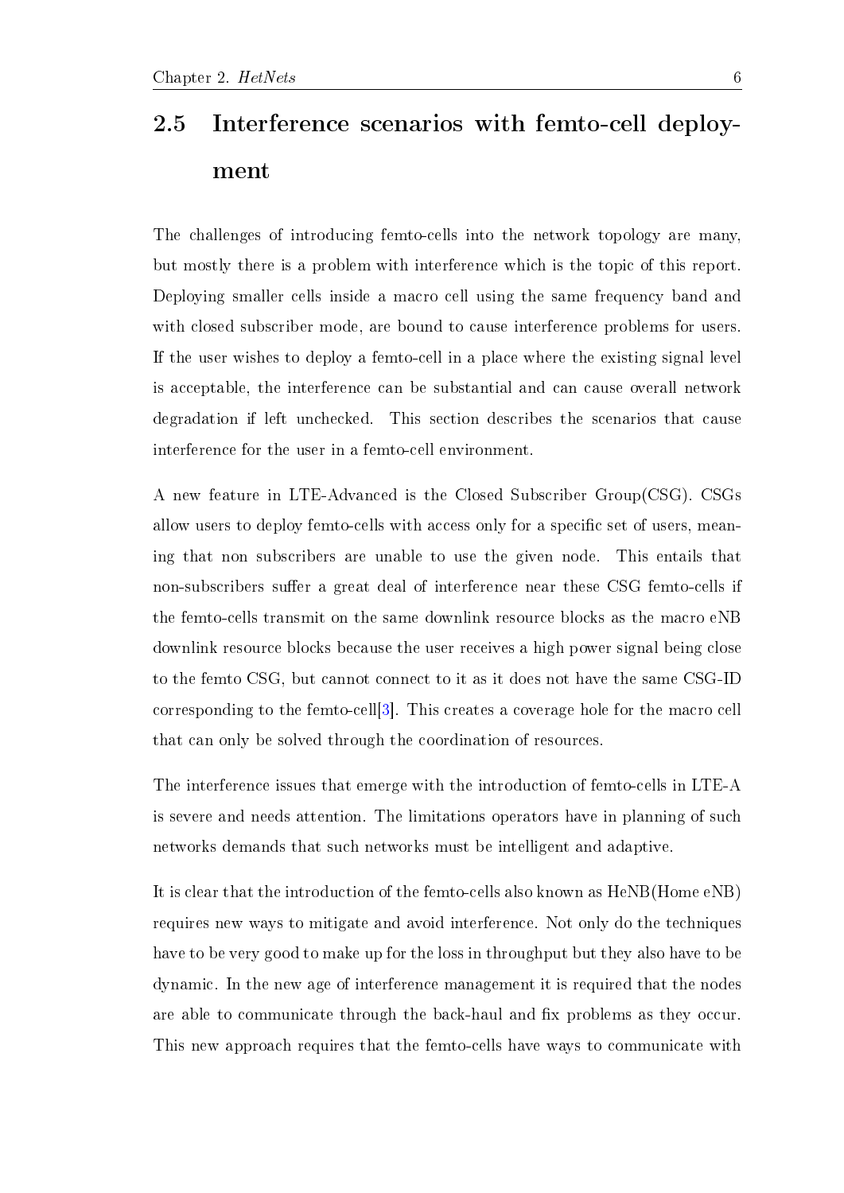## 2.5 Interference scenarios with femto-cell deployment

The challenges of introducing femto-cells into the network topology are many, but mostly there is a problem with interference which is the topic of this report. Deploying smaller cells inside a macro cell using the same frequency band and with closed subscriber mode, are bound to cause interference problems for users. If the user wishes to deploy a femto-cell in a place where the existing signal level is acceptable, the interference can be substantial and can cause overall network degradation if left unchecked. This section describes the scenarios that cause interference for the user in a femto-cell environment.

A new feature in LTE-Advanced is the Closed Subscriber Group(CSG). CSGs allow users to deploy femto-cells with access only for a specific set of users, meaning that non subscribers are unable to use the given node. This entails that non-subscribers suffer a great deal of interference near these CSG femto-cells if the femto-cells transmit on the same downlink resource blocks as the macro eNB downlink resource blocks because the user receives a high power signal being close to the femto CSG, but cannot connect to it as it does not have the same CSG-ID corresponding to the femto-cell[3]. This creates a coverage hole for the macro cell that can only be solved through the coordination of resources.

The interference issues that emerge with the introduction of femto-cells in LTE-A is severe and needs attention. The limitations operators have in planning of such networks demands that such networks must be intelligent and adaptive.

It is clear that the introduction of the femto-cells also known as HeNB(Home eNB) requires new ways to mitigate and avoid interference. Not only do the techniques have to be very good to make up for the loss in throughput but they also have to be dynamic. In the new age of interference management it is required that the nodes are able to communicate through the back-haul and fix problems as they occur. This new approach requires that the femto-cells have ways to communicate with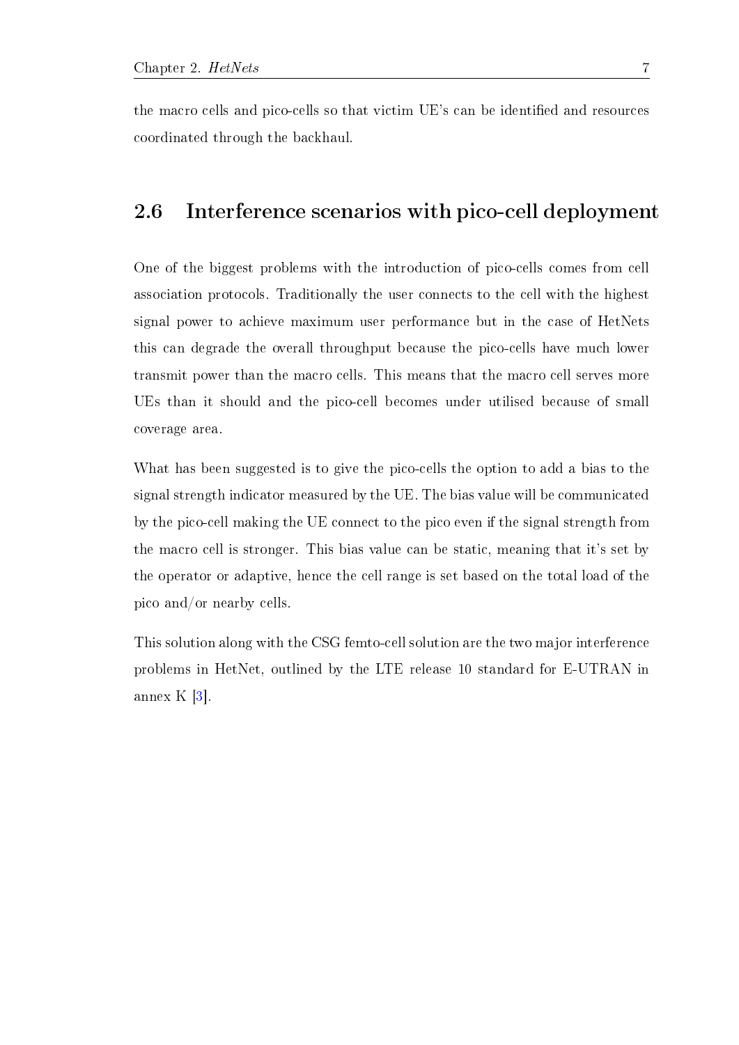the macro cells and pico-cells so that victim UE's can be identified and resources coordinated through the backhaul.

## 2.6 Interference scenarios with pico-cell deployment

One of the biggest problems with the introduction of pico-cells comes from cell association protocols. Traditionally the user connects to the cell with the highest signal power to achieve maximum user performance but in the case of HetNets this can degrade the overall throughput because the pico-cells have much lower transmit power than the macro cells. This means that the macro cell serves more UEs than it should and the pico-cell becomes under utilised because of small coverage area.

What has been suggested is to give the pico-cells the option to add a bias to the signal strength indicator measured by the UE. The bias value will be communicated by the pico-cell making the UE connect to the pico even if the signal strength from the macro cell is stronger. This bias value can be static, meaning that it's set by the operator or adaptive, hence the cell range is set based on the total load of the pico and/or nearby cells.

This solution along with the CSG femto-cell solution are the two major interference problems in HetNet, outlined by the LTE release 10 standard for E-UTRAN in annex K [3].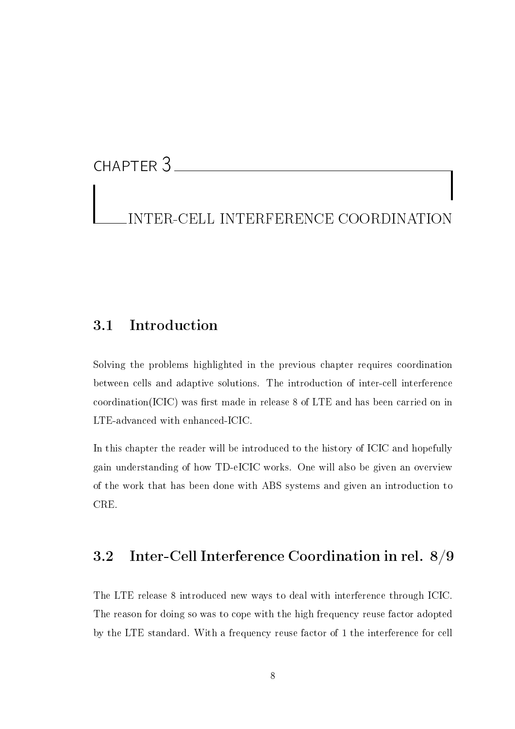# CHAPTER 3

# INTER-CELL INTERFERENCE COORDINATION

## 3.1 Introduction

Solving the problems highlighted in the previous chapter requires coordination between cells and adaptive solutions. The introduction of inter-cell interference coordination(ICIC) was first made in release 8 of LTE and has been carried on in LTE-advanced with enhanced-ICIC.

In this chapter the reader will be introduced to the history of ICIC and hopefully gain understanding of how TD-eICIC works. One will also be given an overview of the work that has been done with ABS systems and given an introduction to CRE.

## 3.2 Inter-Cell Interference Coordination in rel. 8/9

The LTE release 8 introduced new ways to deal with interference through ICIC. The reason for doing so was to cope with the high frequency reuse factor adopted by the LTE standard. With a frequency reuse factor of 1 the interference for cell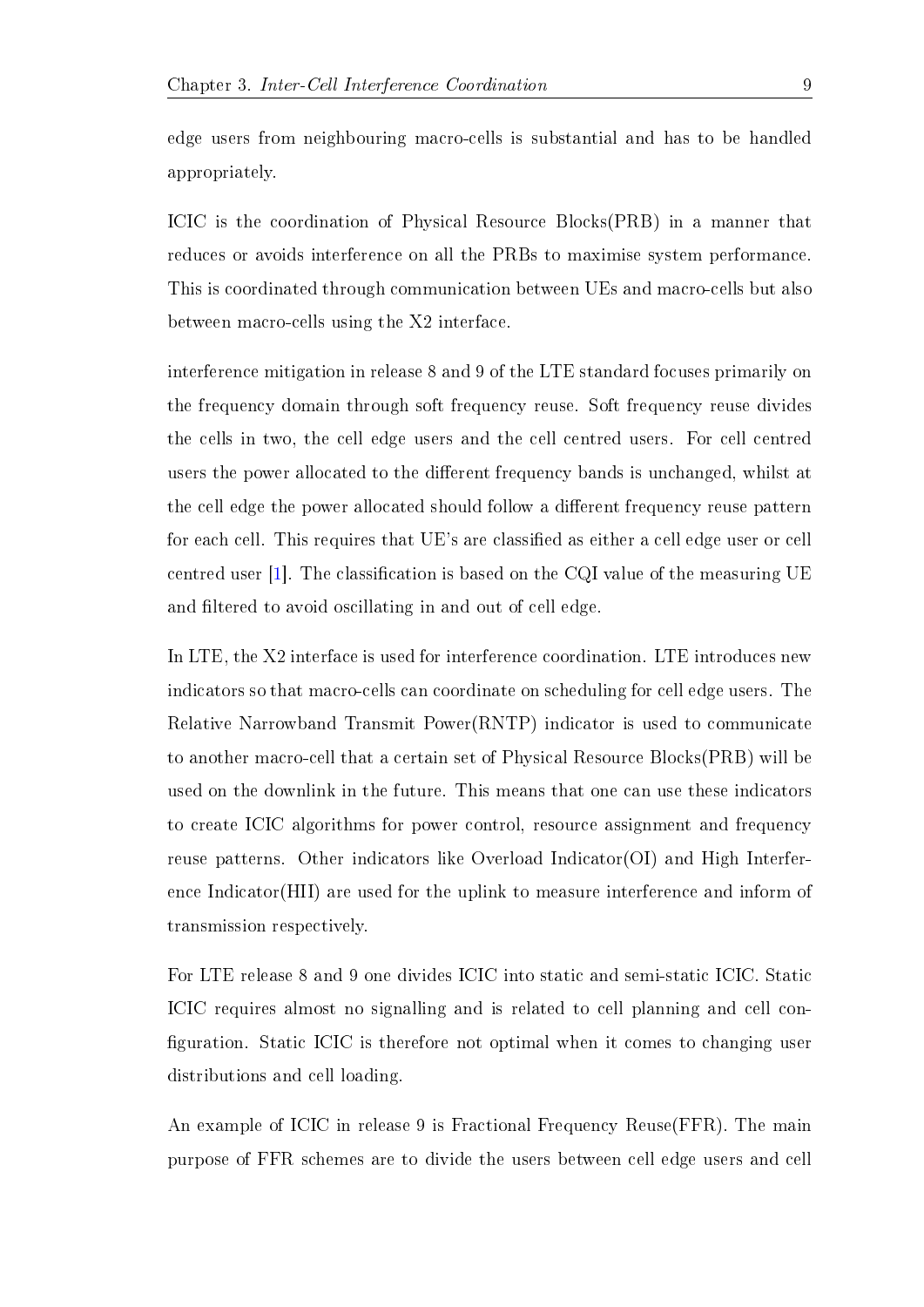edge users from neighbouring macro-cells is substantial and has to be handled appropriately.

ICIC is the coordination of Physical Resource Blocks(PRB) in a manner that reduces or avoids interference on all the PRBs to maximise system performance. This is coordinated through communication between UEs and macro-cells but also between macro-cells using the X2 interface.

interference mitigation in release 8 and 9 of the LTE standard focuses primarily on the frequency domain through soft frequency reuse. Soft frequency reuse divides the cells in two, the cell edge users and the cell centred users. For cell centred users the power allocated to the different frequency bands is unchanged, whilst at the cell edge the power allocated should follow a different frequency reuse pattern for each cell. This requires that UE's are classified as either a cell edge user or cell centred user [1]. The classification is based on the CQI value of the measuring UE and filtered to avoid oscillating in and out of cell edge.

In LTE, the X2 interface is used for interference coordination. LTE introduces new indicators so that macro-cells can coordinate on scheduling for cell edge users. The Relative Narrowband Transmit Power(RNTP) indicator is used to communicate to another macro-cell that a certain set of Physical Resource Blocks(PRB) will be used on the downlink in the future. This means that one can use these indicators to create ICIC algorithms for power control, resource assignment and frequency reuse patterns. Other indicators like Overload Indicator(OI) and High Interference Indicator(HII) are used for the uplink to measure interference and inform of transmission respectively.

For LTE release 8 and 9 one divides ICIC into static and semi-static ICIC. Static ICIC requires almost no signalling and is related to cell planning and cell configuration. Static ICIC is therefore not optimal when it comes to changing user distributions and cell loading.

An example of ICIC in release 9 is Fractional Frequency Reuse(FFR). The main purpose of FFR schemes are to divide the users between cell edge users and cell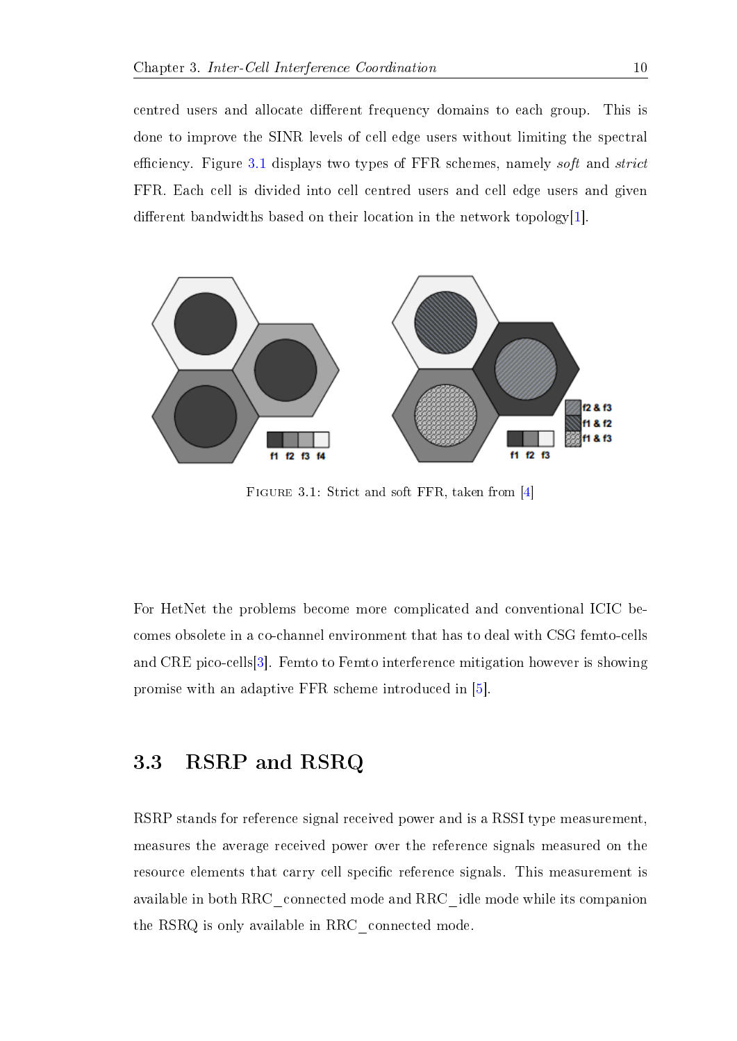centred users and allocate different frequency domains to each group. This is done to improve the SINR levels of cell edge users without limiting the spectral efficiency. Figure 3.1 displays two types of FFR schemes, namely *soft* and *strict* FFR. Each cell is divided into cell centred users and cell edge users and given different bandwidths based on their location in the network topology[1].

FIGURE 3.1: Strict and soft FFR, taken from [4]

For HetNet the problems become more complicated and conventional ICIC becomes obsolete in a co-channel environment that has to deal with CSG femto-cells and CRE pico-cells[3]. Femto to Femto interference mitigation however is showing promise with an adaptive FFR scheme introduced in [5].

## 3.3 RSRP and RSRQ

RSRP stands for reference signal received power and is a RSSI type measurement, measures the average received power over the reference signals measured on the resource elements that carry cell specific reference signals. This measurement is available in both RRC_connected mode and RRC_idle mode while its companion the RSRQ is only available in RRC_connected mode.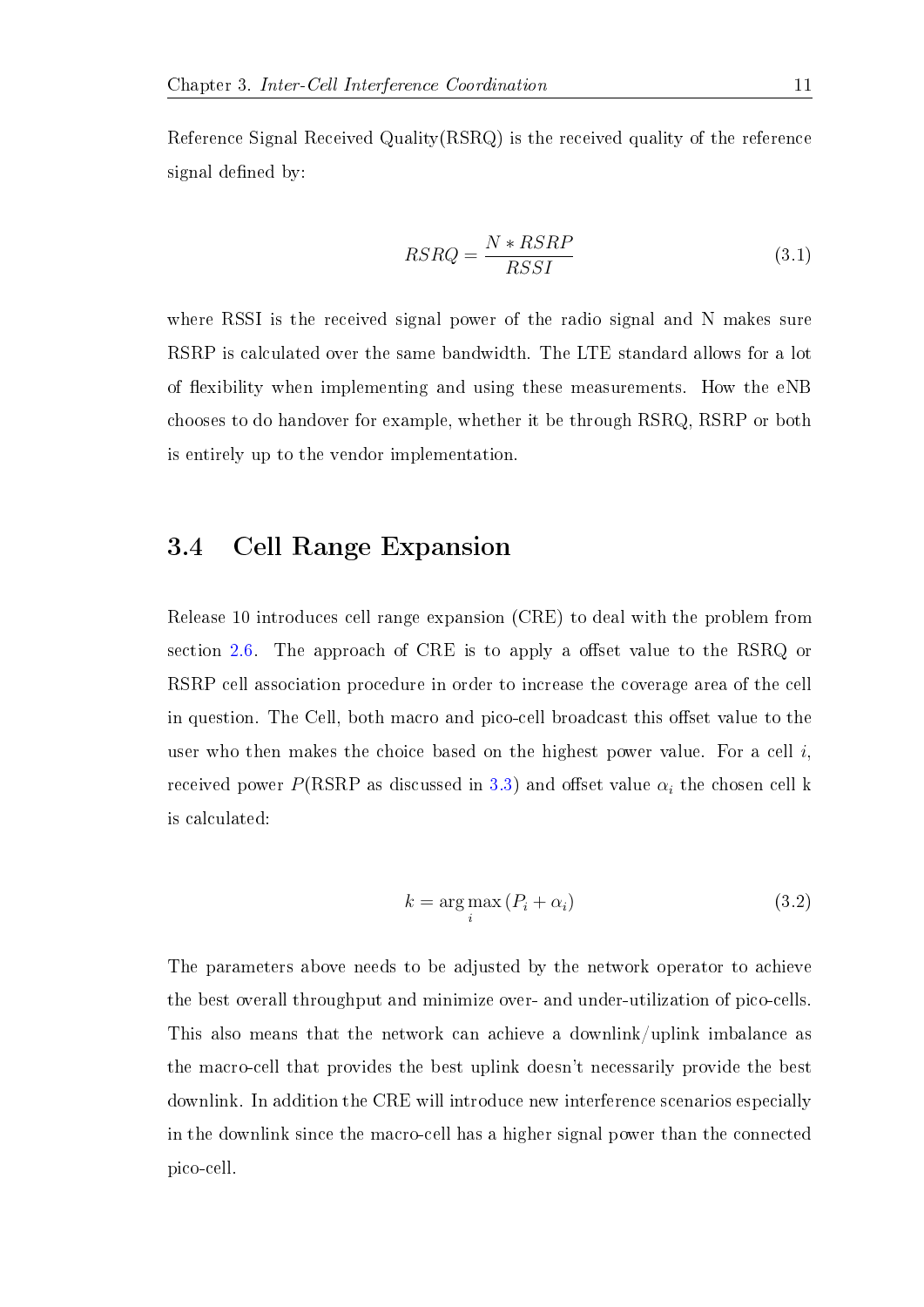Reference Signal Received Quality(RSRQ) is the received quality of the reference signal defined by:

$$RSRQ = \frac{N * RSRP}{RSSI} \tag{3.1}$$

where RSSI is the received signal power of the radio signal and N makes sure RSRP is calculated over the same bandwidth. The LTE standard allows for a lot of flexibility when implementing and using these measurements. How the eNB chooses to do handover for example, whether it be through RSRQ, RSRP or both is entirely up to the vendor implementation.

## 3.4 Cell Range Expansion

Release 10 introduces cell range expansion (CRE) to deal with the problem from section 2.6. The approach of CRE is to apply a offset value to the RSRQ or RSRP cell association procedure in order to increase the coverage area of the cell in question. The Cell, both macro and pico-cell broadcast this offset value to the user who then makes the choice based on the highest power value. For a cell $i$, received power $P$(RSRP as discussed in 3.3) and offset value $\alpha_i$ the chosen cell k is calculated:

$$k = \arg\max_{i} \left(P_i + \alpha_i\right) \tag{3.2}$$

The parameters above needs to be adjusted by the network operator to achieve the best overall throughput and minimize over- and under-utilization of pico-cells. This also means that the network can achieve a downlink/uplink imbalance as the macro-cell that provides the best uplink doesn't necessarily provide the best downlink. In addition the CRE will introduce new interference scenarios especially in the downlink since the macro-cell has a higher signal power than the connected pico-cell.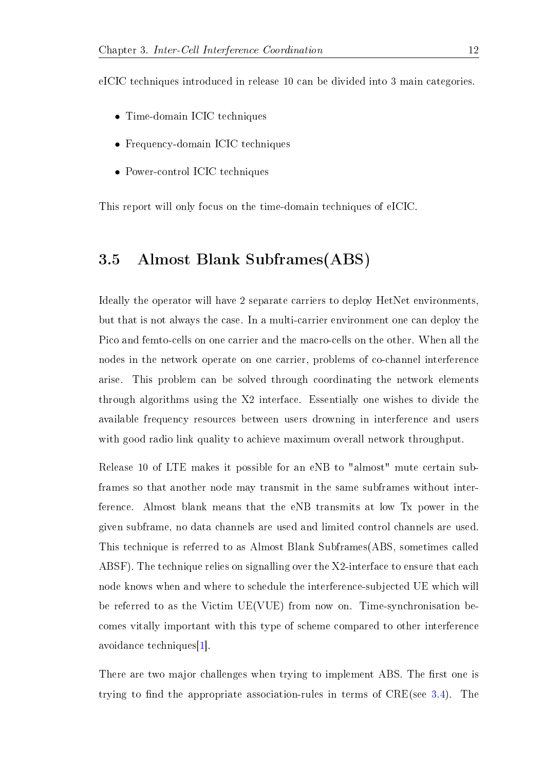eICIC techniques introduced in release 10 can be divided into 3 main categories.

- Time-domain ICIC techniques
- Frequency-domain ICIC techniques
- Power-control ICIC techniques

This report will only focus on the time-domain techniques of eICIC.

## 3.5 Almost Blank Subframes(ABS)

Ideally the operator will have 2 separate carriers to deploy HetNet environments, but that is not always the case. In a multi-carrier environment one can deploy the Pico and femto-cells on one carrier and the macro-cells on the other. When all the nodes in the network operate on one carrier, problems of co-channel interference arise. This problem can be solved through coordinating the network elements through algorithms using the X2 interface. Essentially one wishes to divide the available frequency resources between users drowning in interference and users with good radio link quality to achieve maximum overall network throughput.

Release 10 of LTE makes it possible for an eNB to "almost" mute certain subframes so that another node may transmit in the same subframes without interference. Almost blank means that the eNB transmits at low Tx power in the given subframe, no data channels are used and limited control channels are used. This technique is referred to as Almost Blank Subframes(ABS, sometimes called ABSF). The technique relies on signalling over the X2-interface to ensure that each node knows when and where to schedule the interference-subjected UE which will be referred to as the Victim UE(VUE) from now on. Time-synchronisation becomes vitally important with this type of scheme compared to other interference avoidance techniques[1].

There are two major challenges when trying to implement ABS. The first one is trying to find the appropriate association-rules in terms of CRE(see 3.4). The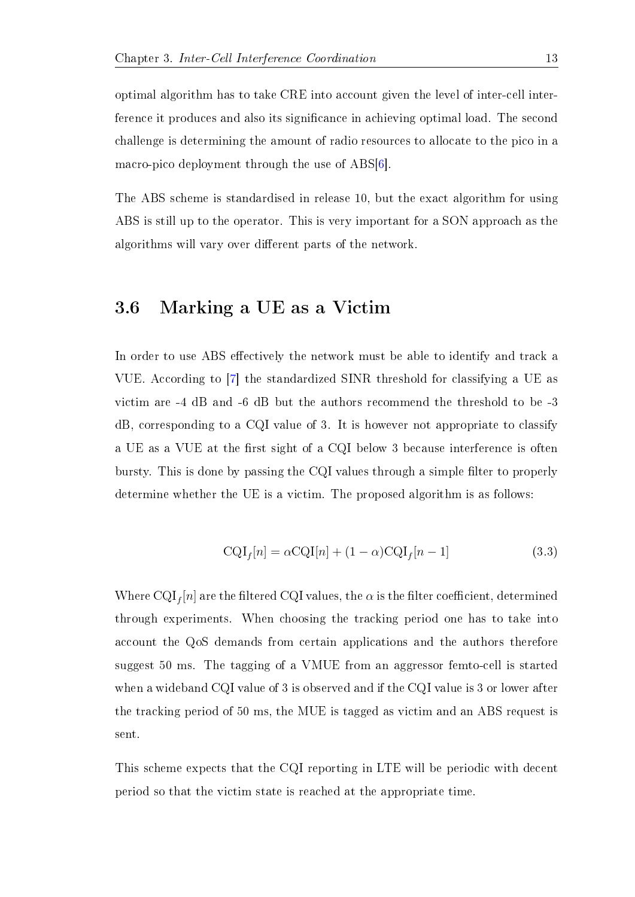optimal algorithm has to take CRE into account given the level of inter-cell interference it produces and also its significance in achieving optimal load. The second challenge is determining the amount of radio resources to allocate to the pico in a macro-pico deployment through the use of ABS[6].

The ABS scheme is standardised in release 10, but the exact algorithm for using ABS is still up to the operator. This is very important for a SON approach as the algorithms will vary over different parts of the network.

## 3.6 Marking a UE as a Victim

In order to use ABS effectively the network must be able to identify and track a VUE. According to [7] the standardized SINR threshold for classifying a UE as victim are -4 dB and -6 dB but the authors recommend the threshold to be -3 dB, corresponding to a CQI value of 3. It is however not appropriate to classify a UE as a VUE at the first sight of a CQI below 3 because interference is often bursty. This is done by passing the CQI values through a simple filter to properly determine whether the UE is a victim. The proposed algorithm is as follows:

$$\mathrm{CQI}_f[n] = \alpha \mathrm{CQI}[n] + (1 - \alpha)\mathrm{CQI}_f[n-1] \tag{3.3}$$

Where $\mathrm{CQI}_f[n]$ are the filtered CQI values, the $\alpha$ is the filter coefficient, determined through experiments. When choosing the tracking period one has to take into account the QoS demands from certain applications and the authors therefore suggest 50 ms. The tagging of a VMUE from an aggressor femto-cell is started when a wideband CQI value of 3 is observed and if the CQI value is 3 or lower after the tracking period of 50 ms, the MUE is tagged as victim and an ABS request is sent.

This scheme expects that the CQI reporting in LTE will be periodic with decent period so that the victim state is reached at the appropriate time.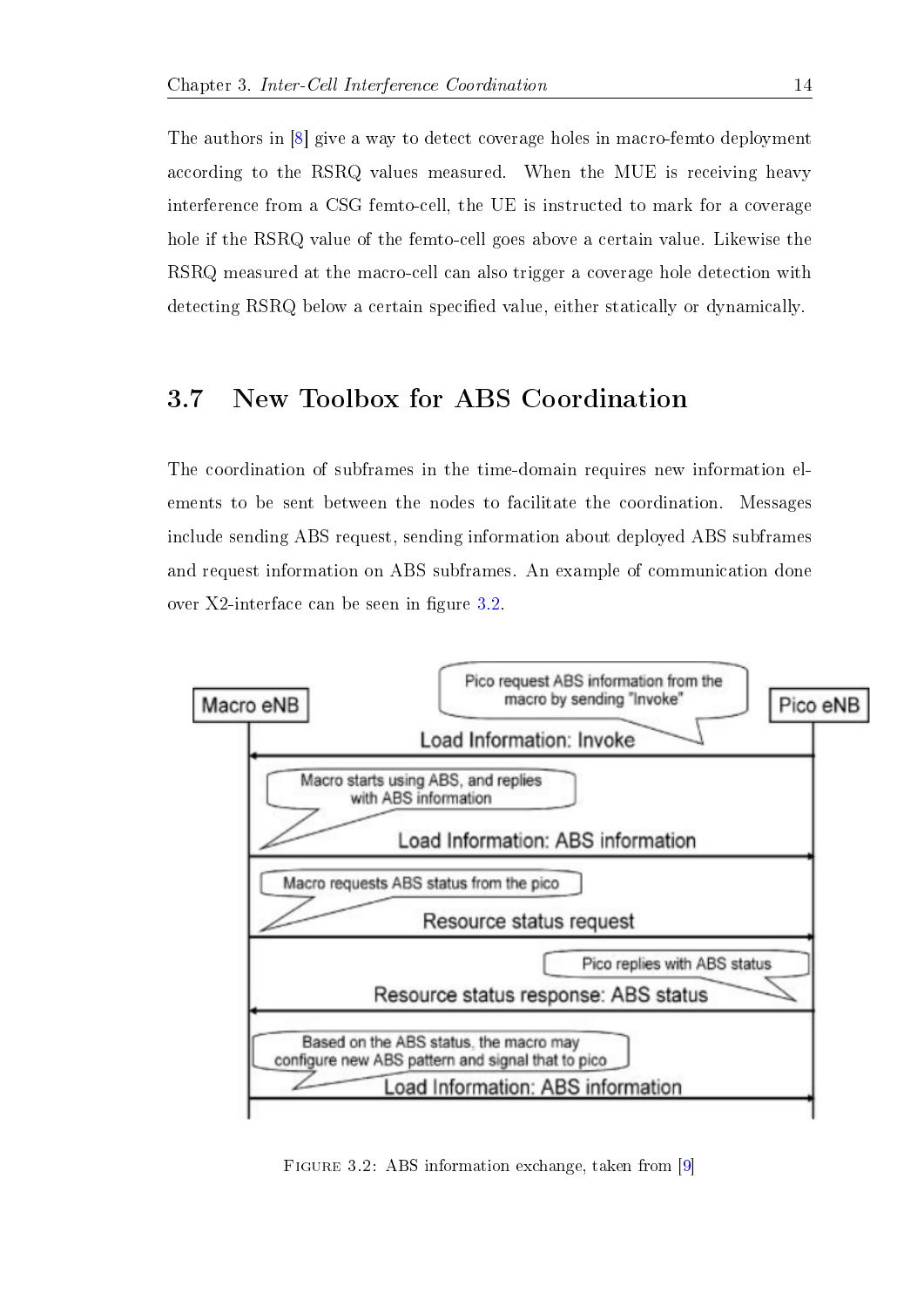The authors in [8] give a way to detect coverage holes in macro-femto deployment according to the RSRQ values measured. When the MUE is receiving heavy interference from a CSG femto-cell, the UE is instructed to mark for a coverage hole if the RSRQ value of the femto-cell goes above a certain value. Likewise the RSRQ measured at the macro-cell can also trigger a coverage hole detection with detecting RSRQ below a certain specified value, either statically or dynamically.

## 3.7 New Toolbox for ABS Coordination

The coordination of subframes in the time-domain requires new information elements to be sent between the nodes to facilitate the coordination. Messages include sending ABS request, sending information about deployed ABS subframes and request information on ABS subframes. An example of communication done over X2-interface can be seen in figure 3.2.

Macro eNB

Pico eNB

Pico request ABS information from the macro by sending "Invoke"

Load Information: Invoke

Macro starts using ABS, and replies with ABS information

Load Information: ABS information

Macro requests ABS status from the pico

Resource status request

Pico replies with ABS status

Resource status response: ABS status

Based on the ABS status, the macro may configure new ABS pattern and signal that to pico

Load Information: ABS information

Figure 3.2: ABS information exchange, taken from [9]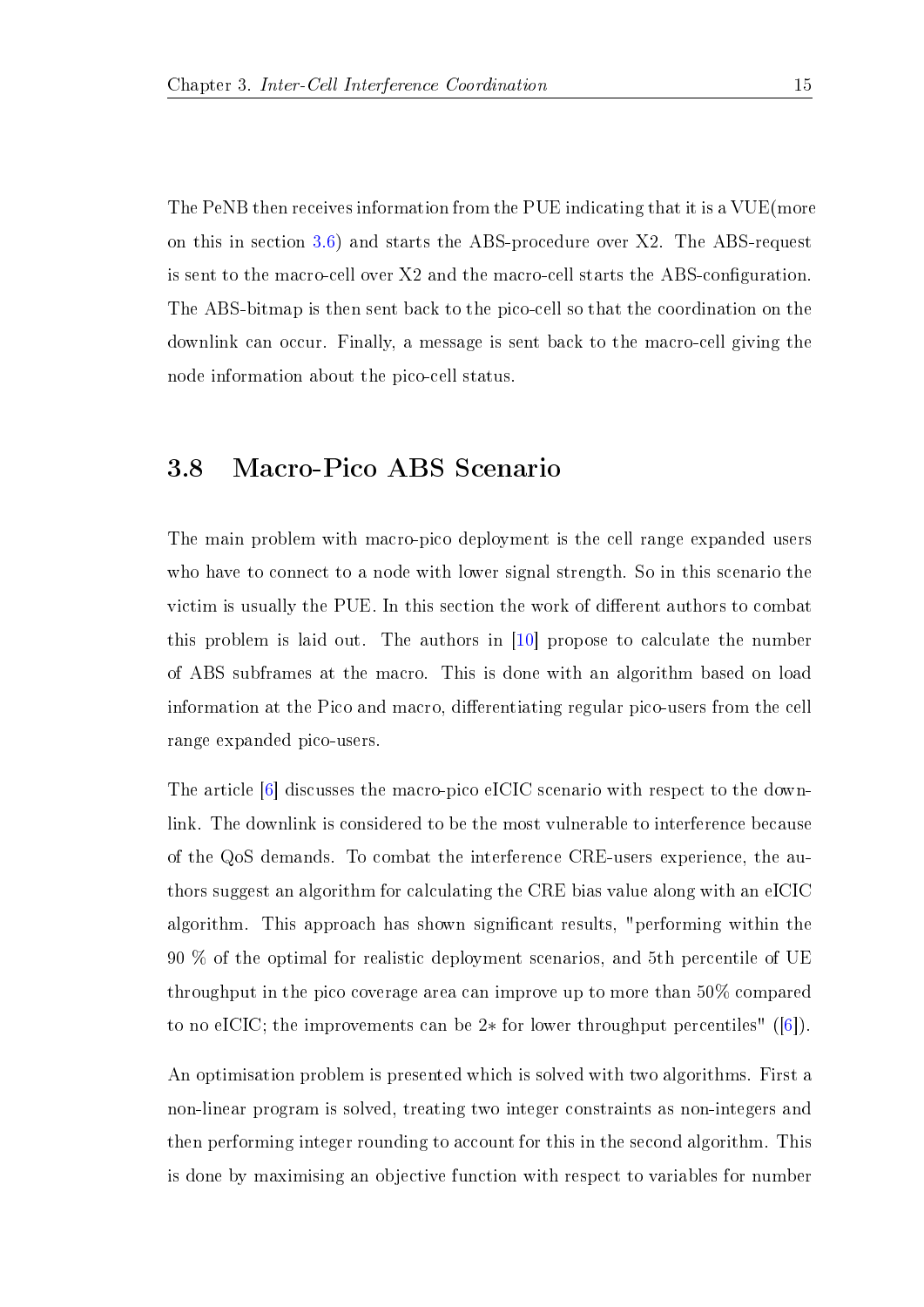The PeNB then receives information from the PUE indicating that it is a VUE(more on this in section 3.6) and starts the ABS-procedure over X2. The ABS-request is sent to the macro-cell over X2 and the macro-cell starts the ABS-configuration. The ABS-bitmap is then sent back to the pico-cell so that the coordination on the downlink can occur. Finally, a message is sent back to the macro-cell giving the node information about the pico-cell status.

## 3.8 Macro-Pico ABS Scenario

The main problem with macro-pico deployment is the cell range expanded users who have to connect to a node with lower signal strength. So in this scenario the victim is usually the PUE. In this section the work of different authors to combat this problem is laid out. The authors in [10] propose to calculate the number of ABS subframes at the macro. This is done with an algorithm based on load information at the Pico and macro, differentiating regular pico-users from the cell range expanded pico-users.

The article [6] discusses the macro-pico eICIC scenario with respect to the downlink. The downlink is considered to be the most vulnerable to interference because of the QoS demands. To combat the interference CRE-users experience, the authors suggest an algorithm for calculating the CRE bias value along with an eICIC algorithm. This approach has shown significant results, "performing within the 90 % of the optimal for realistic deployment scenarios, and 5th percentile of UE throughput in the pico coverage area can improve up to more than 50% compared to no eICIC; the improvements can be 2∗ for lower throughput percentiles" ([6]).

An optimisation problem is presented which is solved with two algorithms. First a non-linear program is solved, treating two integer constraints as non-integers and then performing integer rounding to account for this in the second algorithm. This is done by maximising an objective function with respect to variables for number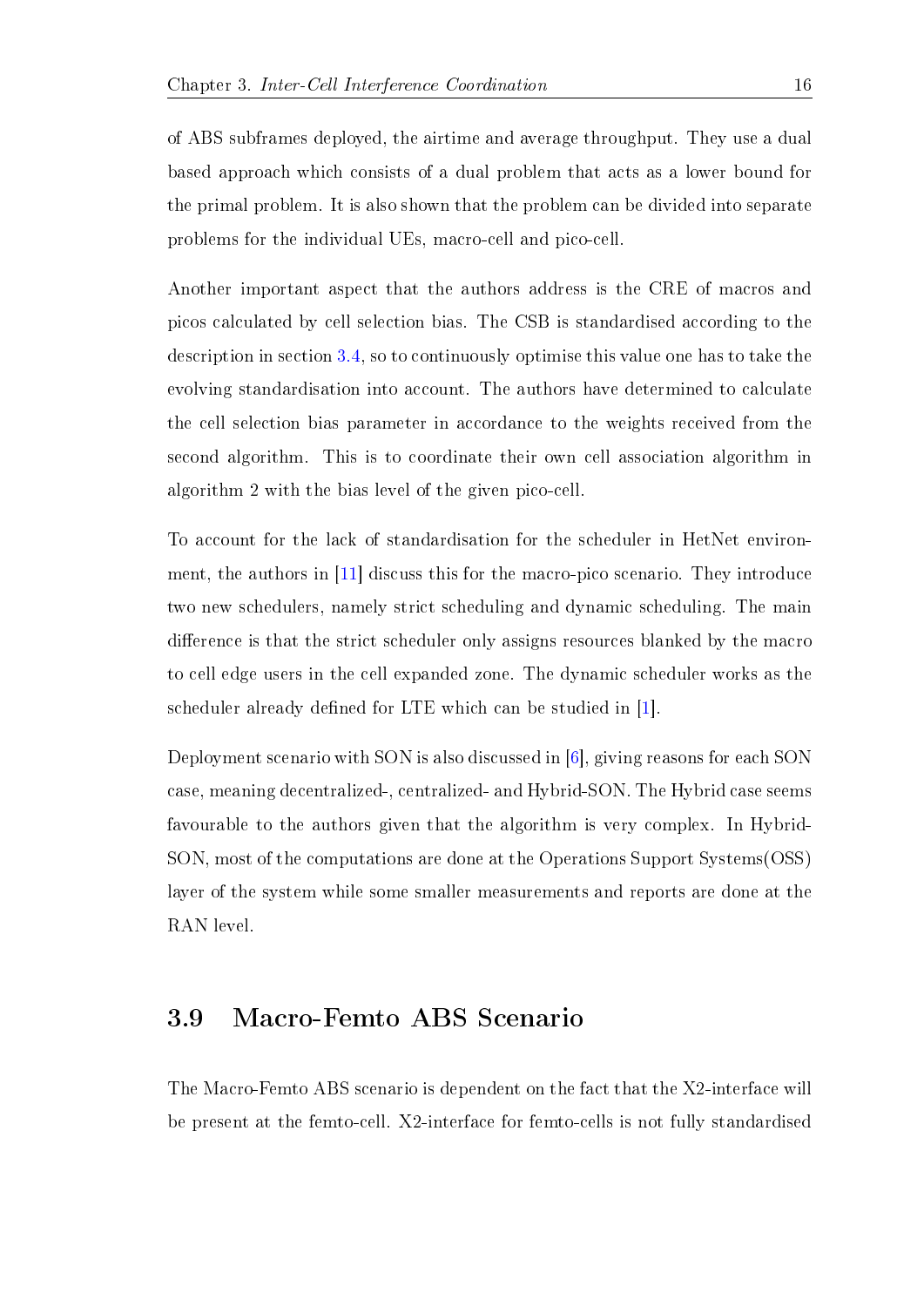of ABS subframes deployed, the airtime and average throughput. They use a dual based approach which consists of a dual problem that acts as a lower bound for the primal problem. It is also shown that the problem can be divided into separate problems for the individual UEs, macro-cell and pico-cell.

Another important aspect that the authors address is the CRE of macros and picos calculated by cell selection bias. The CSB is standardised according to the description in section 3.4, so to continuously optimise this value one has to take the evolving standardisation into account. The authors have determined to calculate the cell selection bias parameter in accordance to the weights received from the second algorithm. This is to coordinate their own cell association algorithm in algorithm 2 with the bias level of the given pico-cell.

To account for the lack of standardisation for the scheduler in HetNet environment, the authors in [11] discuss this for the macro-pico scenario. They introduce two new schedulers, namely strict scheduling and dynamic scheduling. The main difference is that the strict scheduler only assigns resources blanked by the macro to cell edge users in the cell expanded zone. The dynamic scheduler works as the scheduler already defined for LTE which can be studied in [1].

Deployment scenario with SON is also discussed in [6], giving reasons for each SON case, meaning decentralized-, centralized- and Hybrid-SON. The Hybrid case seems favourable to the authors given that the algorithm is very complex. In Hybrid-SON, most of the computations are done at the Operations Support Systems(OSS) layer of the system while some smaller measurements and reports are done at the RAN level.

## 3.9 Macro-Femto ABS Scenario

The Macro-Femto ABS scenario is dependent on the fact that the X2-interface will be present at the femto-cell. X2-interface for femto-cells is not fully standardised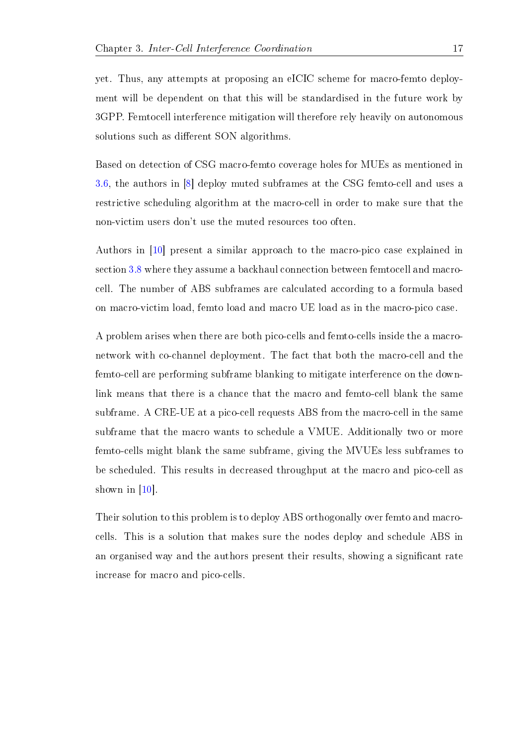yet. Thus, any attempts at proposing an eICIC scheme for macro-femto deployment will be dependent on that this will be standardised in the future work by 3GPP. Femtocell interference mitigation will therefore rely heavily on autonomous solutions such as different SON algorithms.

Based on detection of CSG macro-femto coverage holes for MUEs as mentioned in 3.6, the authors in [8] deploy muted subframes at the CSG femto-cell and uses a restrictive scheduling algorithm at the macro-cell in order to make sure that the non-victim users don't use the muted resources too often.

Authors in [10] present a similar approach to the macro-pico case explained in section 3.8 where they assume a backhaul connection between femtocell and macrocell. The number of ABS subframes are calculated according to a formula based on macro-victim load, femto load and macro UE load as in the macro-pico case.

A problem arises when there are both pico-cells and femto-cells inside the a macronetwork with co-channel deployment. The fact that both the macro-cell and the femto-cell are performing subframe blanking to mitigate interference on the downlink means that there is a chance that the macro and femto-cell blank the same subframe. A CRE-UE at a pico-cell requests ABS from the macro-cell in the same subframe that the macro wants to schedule a VMUE. Additionally two or more femto-cells might blank the same subframe, giving the MVUEs less subframes to be scheduled. This results in decreased throughput at the macro and pico-cell as shown in [10].

Their solution to this problem is to deploy ABS orthogonally over femto and macrocells. This is a solution that makes sure the nodes deploy and schedule ABS in an organised way and the authors present their results, showing a significant rate increase for macro and pico-cells.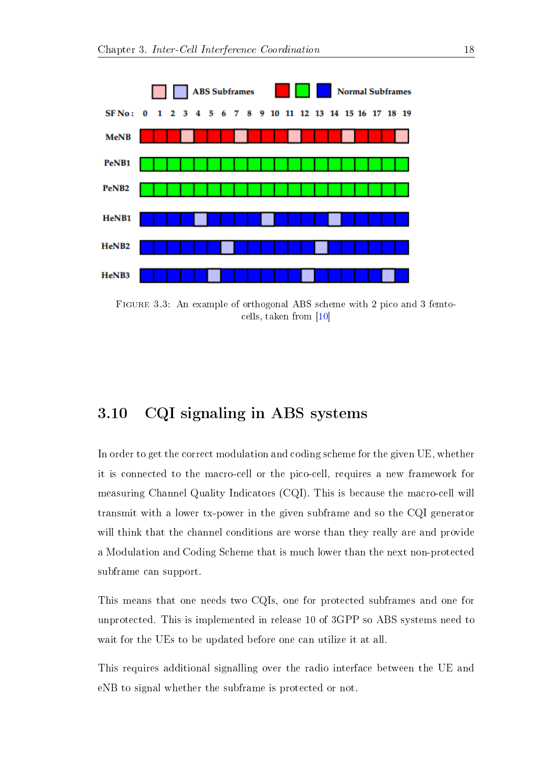FIGURE 3.3: An example of orthogonal ABS scheme with 2 pico and 3 femto-cells, taken from [10]

## 3.10 CQI signaling in ABS systems

In order to get the correct modulation and coding scheme for the given UE, whether it is connected to the macro-cell or the pico-cell, requires a new framework for measuring Channel Quality Indicators (CQI). This is because the macro-cell will transmit with a lower tx-power in the given subframe and so the CQI generator will think that the channel conditions are worse than they really are and provide a Modulation and Coding Scheme that is much lower than the next non-protected subframe can support.

This means that one needs two CQIs, one for protected subframes and one for unprotected. This is implemented in release 10 of 3GPP so ABS systems need to wait for the UEs to be updated before one can utilize it at all.

This requires additional signalling over the radio interface between the UE and eNB to signal whether the subframe is protected or not.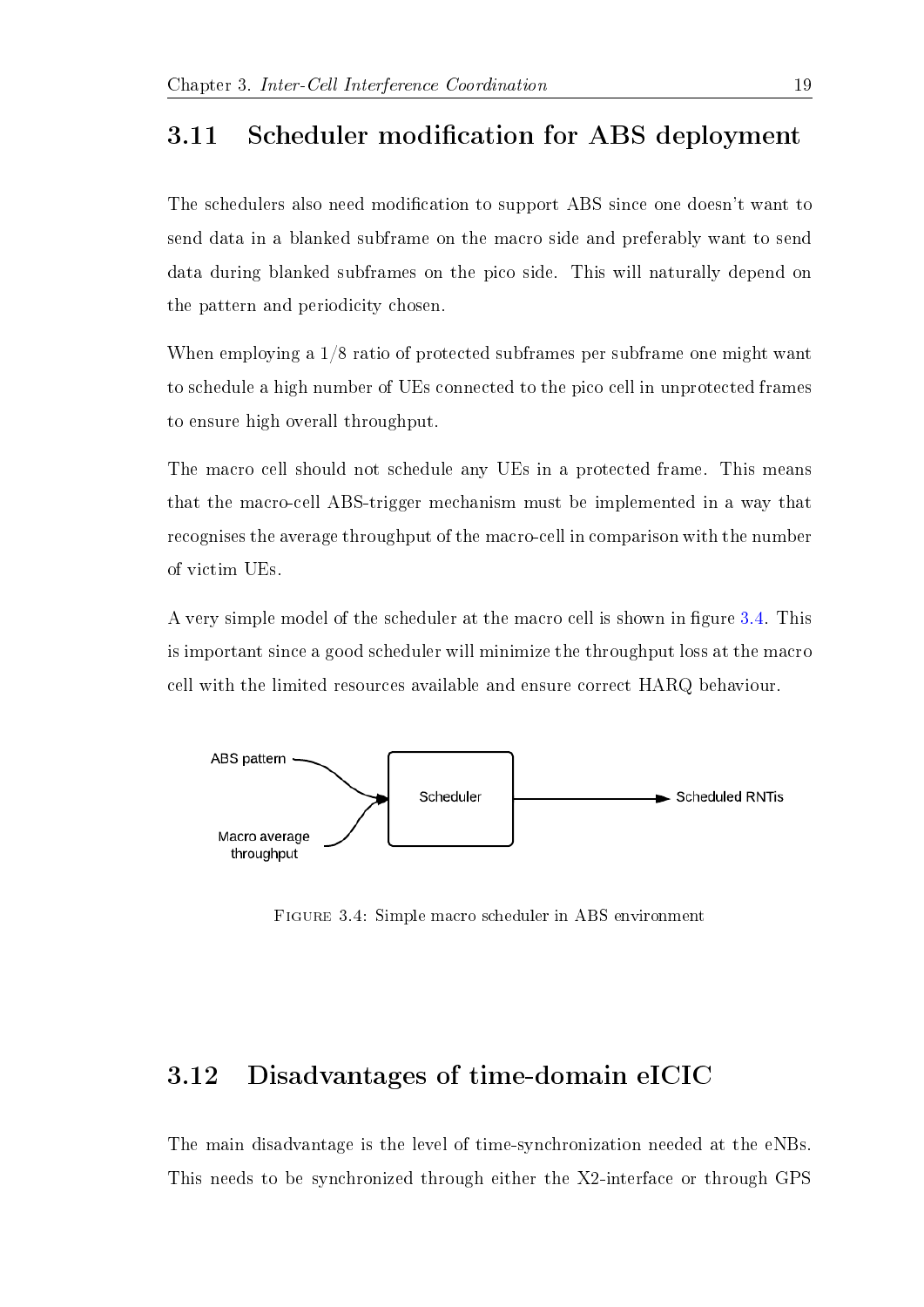## 3.11 Scheduler modification for ABS deployment

The schedulers also need modification to support ABS since one doesn't want to send data in a blanked subframe on the macro side and preferably want to send data during blanked subframes on the pico side. This will naturally depend on the pattern and periodicity chosen.

When employing a 1/8 ratio of protected subframes per subframe one might want to schedule a high number of UEs connected to the pico cell in unprotected frames to ensure high overall throughput.

The macro cell should not schedule any UEs in a protected frame. This means that the macro-cell ABS-trigger mechanism must be implemented in a way that recognises the average throughput of the macro-cell in comparison with the number of victim UEs.

A very simple model of the scheduler at the macro cell is shown in figure 3.4. This is important since a good scheduler will minimize the throughput loss at the macro cell with the limited resources available and ensure correct HARQ behaviour.

ABS pattern

Macro average throughput

Scheduler

Scheduled RNTIs

FIGURE 3.4: Simple macro scheduler in ABS environment

## 3.12 Disadvantages of time-domain eICIC

The main disadvantage is the level of time-synchronization needed at the eNBs. This needs to be synchronized through either the X2-interface or through GPS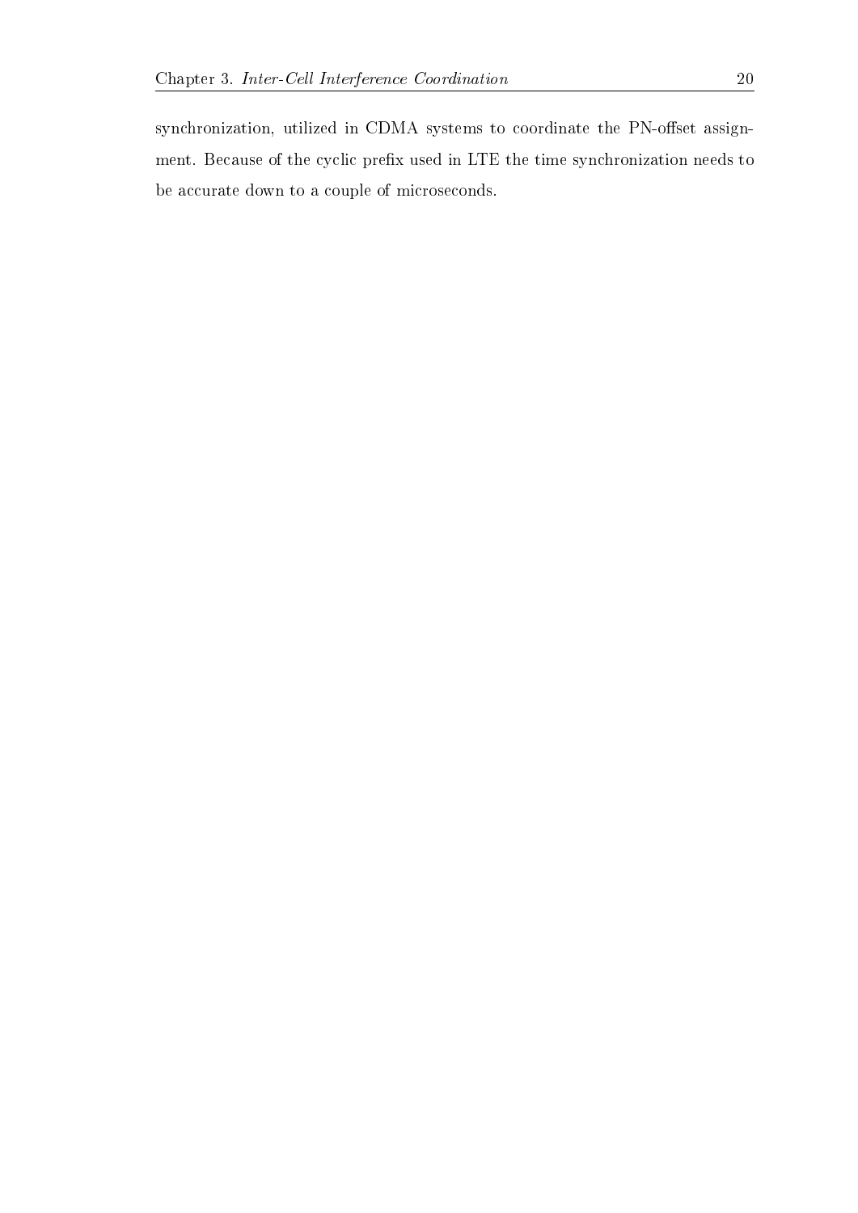synchronization, utilized in CDMA systems to coordinate the PN-offset assignment. Because of the cyclic prefix used in LTE the time synchronization needs to be accurate down to a couple of microseconds.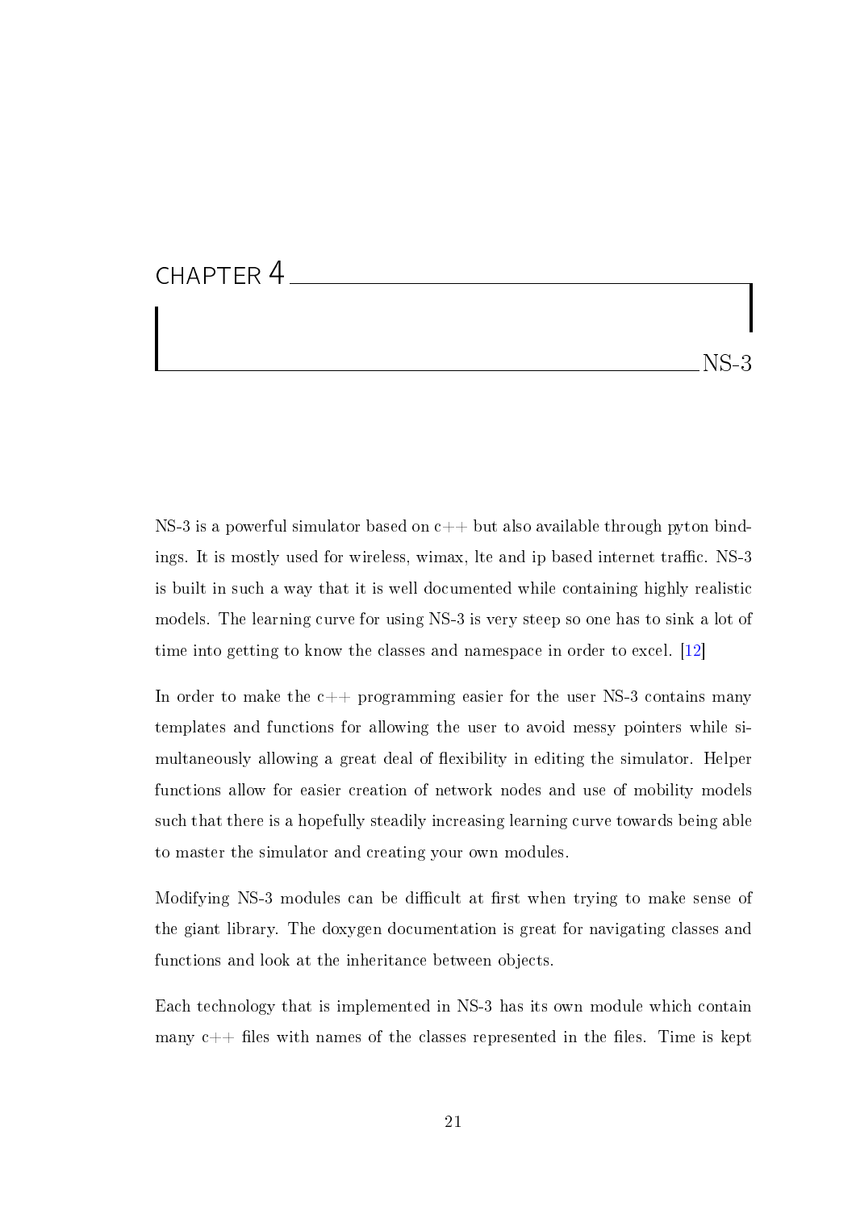# CHAPTER 4 NS-3

NS-3 is a powerful simulator based on c++ but also available through pyton bindings. It is mostly used for wireless, wimax, lte and ip based internet traffic. NS-3 is built in such a way that it is well documented while containing highly realistic models. The learning curve for using NS-3 is very steep so one has to sink a lot of time into getting to know the classes and namespace in order to excel. [12]

In order to make the c++ programming easier for the user NS-3 contains many templates and functions for allowing the user to avoid messy pointers while simultaneously allowing a great deal of flexibility in editing the simulator. Helper functions allow for easier creation of network nodes and use of mobility models such that there is a hopefully steadily increasing learning curve towards being able to master the simulator and creating your own modules.

Modifying NS-3 modules can be difficult at first when trying to make sense of the giant library. The doxygen documentation is great for navigating classes and functions and look at the inheritance between objects.

Each technology that is implemented in NS-3 has its own module which contain many c++ files with names of the classes represented in the files. Time is kept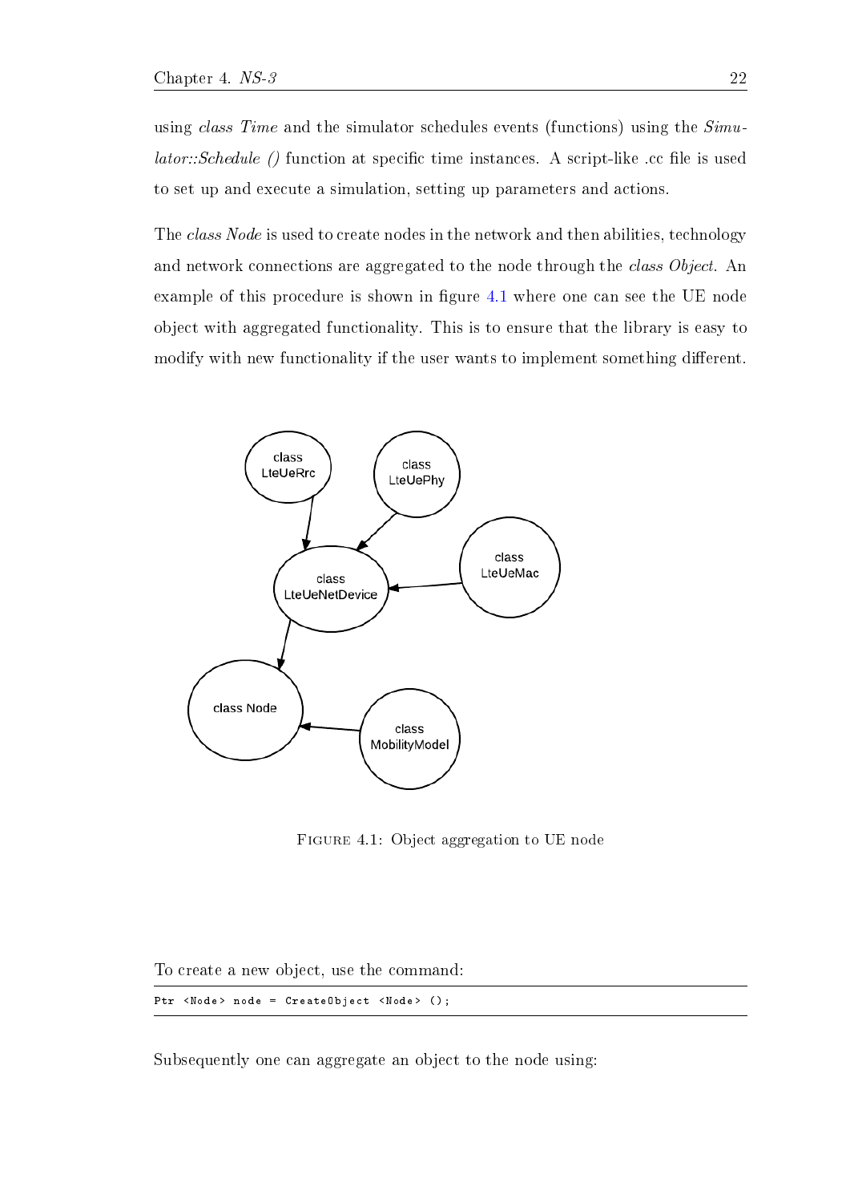using *class Time* and the simulator schedules events (functions) using the *Simulator::Schedule ()* function at specific time instances. A script-like .cc file is used to set up and execute a simulation, setting up parameters and actions.

The *class Node* is used to create nodes in the network and then abilities, technology and network connections are aggregated to the node through the *class Object*. An example of this procedure is shown in figure 4.1 where one can see the UE node object with aggregated functionality. This is to ensure that the library is easy to modify with new functionality if the user wants to implement something different.

FIGURE 4.1: Object aggregation to UE node

To create a new object, use the command:

```
Ptr <Node> node = CreateObject <Node> ();
```

Subsequently one can aggregate an object to the node using: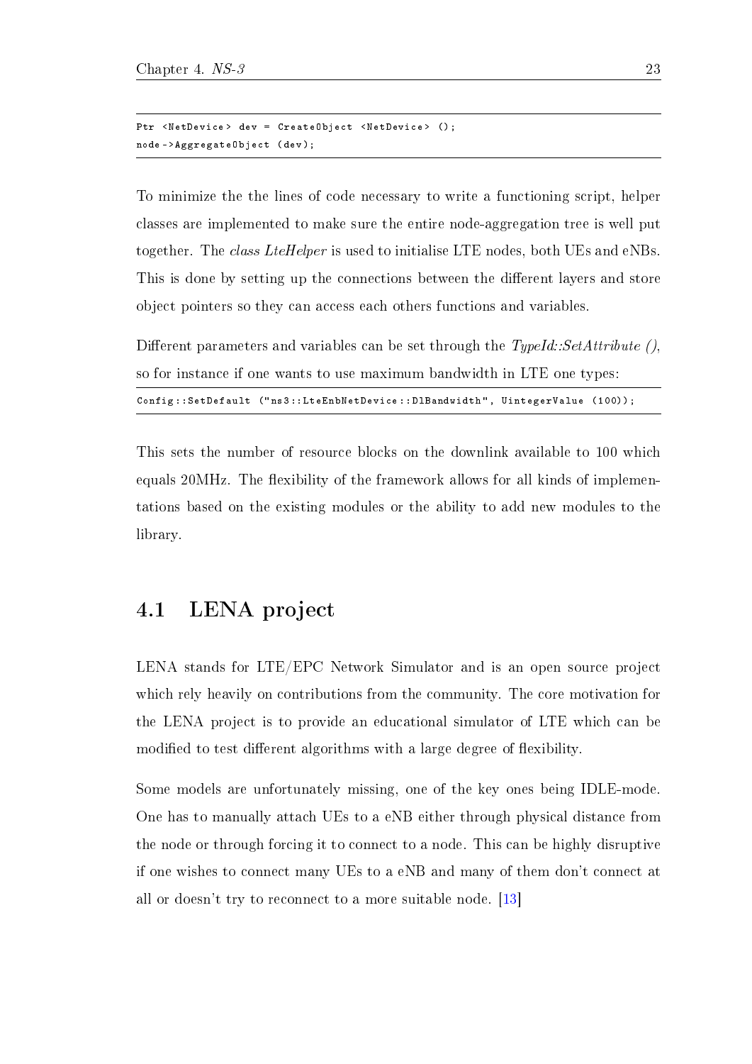```
Ptr <NetDevice> dev = CreateObject <NetDevice> ();
node->AggregateObject (dev);
```

To minimize the the lines of code necessary to write a functioning script, helper classes are implemented to make sure the entire node-aggregation tree is well put together. The *class LteHelper* is used to initialise LTE nodes, both UEs and eNBs. This is done by setting up the connections between the different layers and store object pointers so they can access each others functions and variables.

Different parameters and variables can be set through the *TypeId::SetAttribute ()*, so for instance if one wants to use maximum bandwidth in LTE one types:

```
Config::SetDefault ("ns3::LteEnbNetDevice::DlBandwidth", UintegerValue (100));
```

This sets the number of resource blocks on the downlink available to 100 which equals 20MHz. The flexibility of the framework allows for all kinds of implementations based on the existing modules or the ability to add new modules to the library.

## 4.1 LENA project

LENA stands for LTE/EPC Network Simulator and is an open source project which rely heavily on contributions from the community. The core motivation for the LENA project is to provide an educational simulator of LTE which can be modified to test different algorithms with a large degree of flexibility.

Some models are unfortunately missing, one of the key ones being IDLE-mode. One has to manually attach UEs to a eNB either through physical distance from the node or through forcing it to connect to a node. This can be highly disruptive if one wishes to connect many UEs to a eNB and many of them don't connect at all or doesn't try to reconnect to a more suitable node. [13]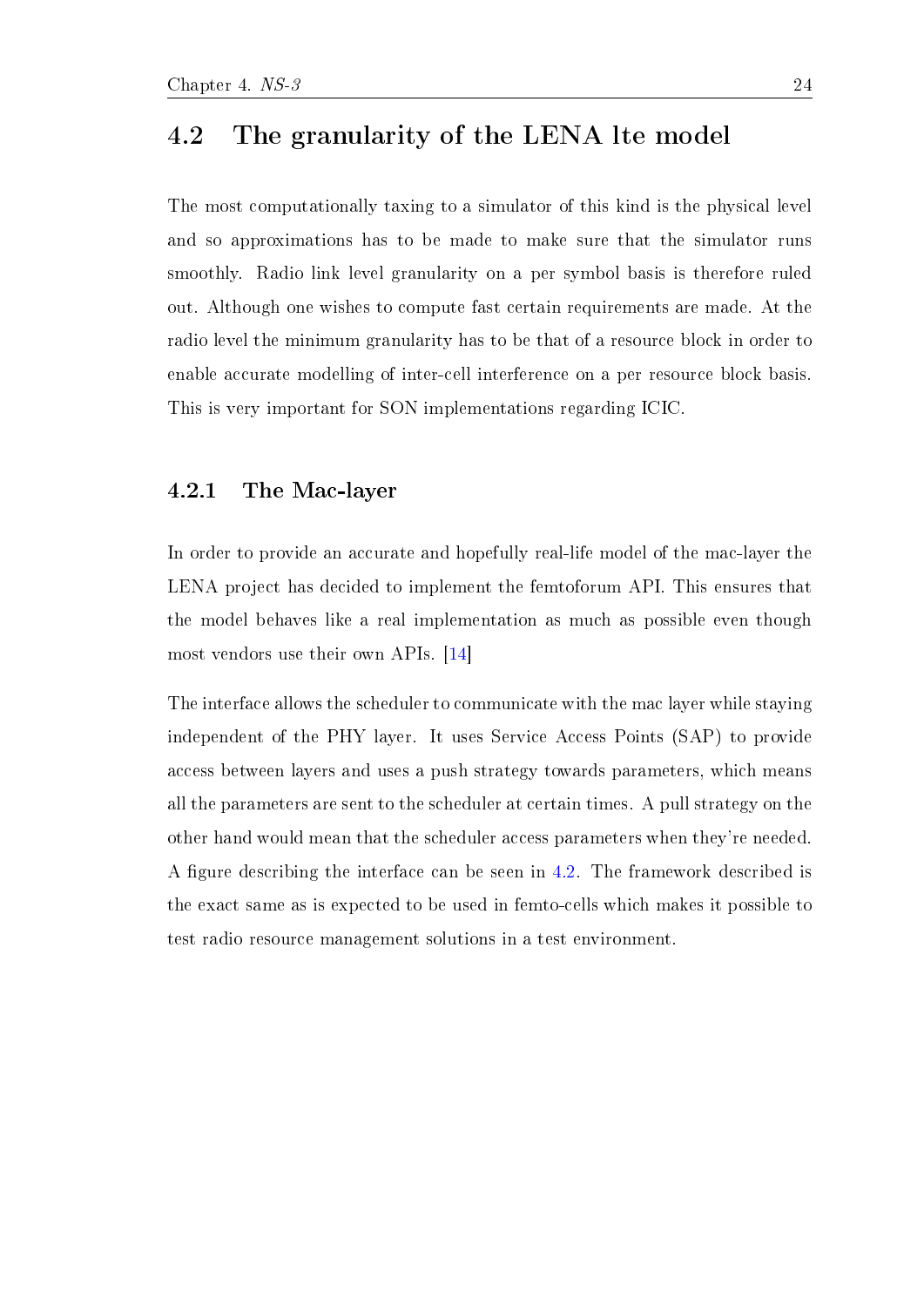## 4.2 The granularity of the LENA lte model

The most computationally taxing to a simulator of this kind is the physical level and so approximations has to be made to make sure that the simulator runs smoothly. Radio link level granularity on a per symbol basis is therefore ruled out. Although one wishes to compute fast certain requirements are made. At the radio level the minimum granularity has to be that of a resource block in order to enable accurate modelling of inter-cell interference on a per resource block basis. This is very important for SON implementations regarding ICIC.

### 4.2.1 The Mac-layer

In order to provide an accurate and hopefully real-life model of the mac-layer the LENA project has decided to implement the femtoforum API. This ensures that the model behaves like a real implementation as much as possible even though most vendors use their own APIs. [14]

The interface allows the scheduler to communicate with the mac layer while staying independent of the PHY layer. It uses Service Access Points (SAP) to provide access between layers and uses a push strategy towards parameters, which means all the parameters are sent to the scheduler at certain times. A pull strategy on the other hand would mean that the scheduler access parameters when they're needed. A figure describing the interface can be seen in 4.2. The framework described is the exact same as is expected to be used in femto-cells which makes it possible to test radio resource management solutions in a test environment.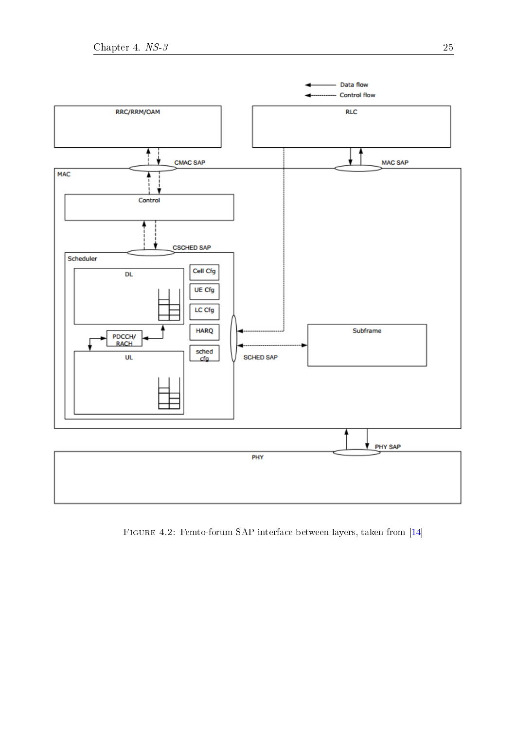FIGURE 4.2: Femto-forum SAP interface between layers, taken from [14]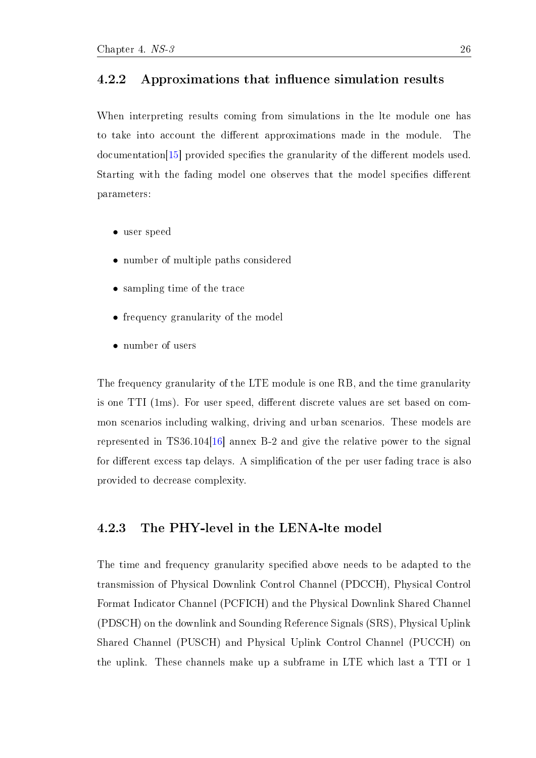### 4.2.2 Approximations that influence simulation results

When interpreting results coming from simulations in the lte module one has to take into account the different approximations made in the module. The documentation[15] provided specifies the granularity of the different models used. Starting with the fading model one observes that the model specifies different parameters:

- user speed
- number of multiple paths considered
- sampling time of the trace
- frequency granularity of the model
- number of users

The frequency granularity of the LTE module is one RB, and the time granularity is one TTI (1ms). For user speed, different discrete values are set based on common scenarios including walking, driving and urban scenarios. These models are represented in TS36.104[16] annex B-2 and give the relative power to the signal for different excess tap delays. A simplification of the per user fading trace is also provided to decrease complexity.

### 4.2.3 The PHY-level in the LENA-lte model

The time and frequency granularity specified above needs to be adapted to the transmission of Physical Downlink Control Channel (PDCCH), Physical Control Format Indicator Channel (PCFICH) and the Physical Downlink Shared Channel (PDSCH) on the downlink and Sounding Reference Signals (SRS), Physical Uplink Shared Channel (PUSCH) and Physical Uplink Control Channel (PUCCH) on the uplink. These channels make up a subframe in LTE which last a TTI or 1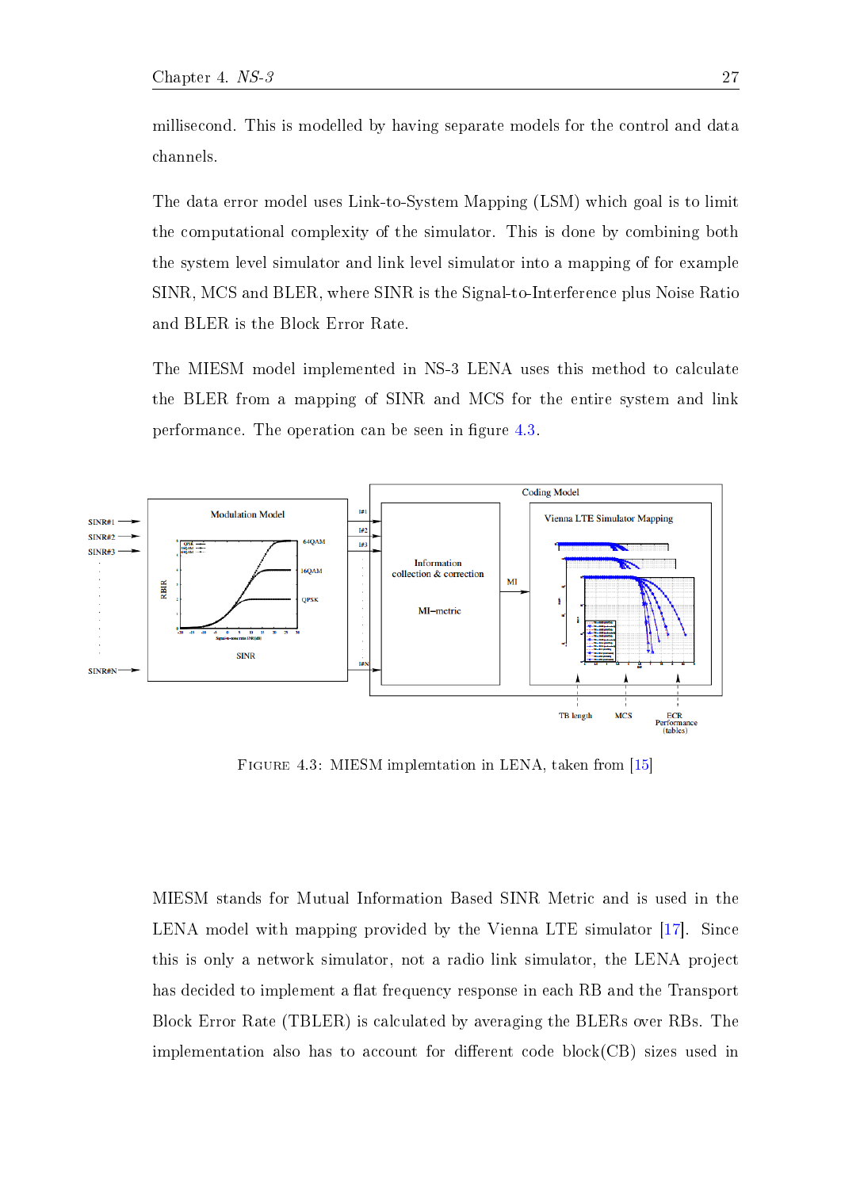millisecond. This is modelled by having separate models for the control and data channels.

The data error model uses Link-to-System Mapping (LSM) which goal is to limit the computational complexity of the simulator. This is done by combining both the system level simulator and link level simulator into a mapping of for example SINR, MCS and BLER, where SINR is the Signal-to-Interference plus Noise Ratio and BLER is the Block Error Rate.

The MIESM model implemented in NS-3 LENA uses this method to calculate the BLER from a mapping of SINR and MCS for the entire system and link performance. The operation can be seen in figure 4.3.

FIGURE 4.3: MIESM implemtation in LENA, taken from [15]

MIESM stands for Mutual Information Based SINR Metric and is used in the LENA model with mapping provided by the Vienna LTE simulator [17]. Since this is only a network simulator, not a radio link simulator, the LENA project has decided to implement a flat frequency response in each RB and the Transport Block Error Rate (TBLER) is calculated by averaging the BLERs over RBs. The implementation also has to account for different code block(CB) sizes used in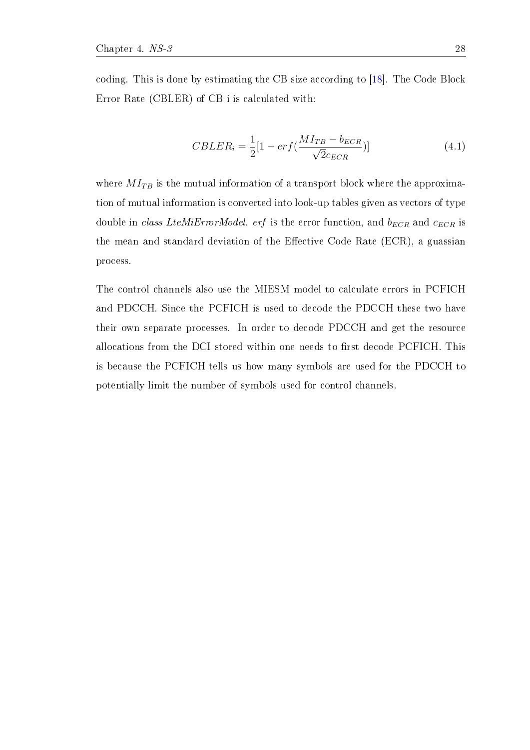coding. This is done by estimating the CB size according to [18]. The Code Block Error Rate (CBLER) of CB i is calculated with:

$$CBLER_i = \frac{1}{2}[1 - erf(\frac{MI_{TB} - b_{ECR}}{\sqrt{2}c_{ECR}})] \tag{4.1}$$

where $MI_{TB}$ is the mutual information of a transport block where the approximation of mutual information is converted into look-up tables given as vectors of type double in *class LteMiErrorModel*. *erf* is the error function, and $b_{ECR}$ and $c_{ECR}$ is the mean and standard deviation of the Effective Code Rate (ECR), a guassian process.

The control channels also use the MIESM model to calculate errors in PCFICH and PDCCH. Since the PCFICH is used to decode the PDCCH these two have their own separate processes. In order to decode PDCCH and get the resource allocations from the DCI stored within one needs to first decode PCFICH. This is because the PCFICH tells us how many symbols are used for the PDCCH to potentially limit the number of symbols used for control channels.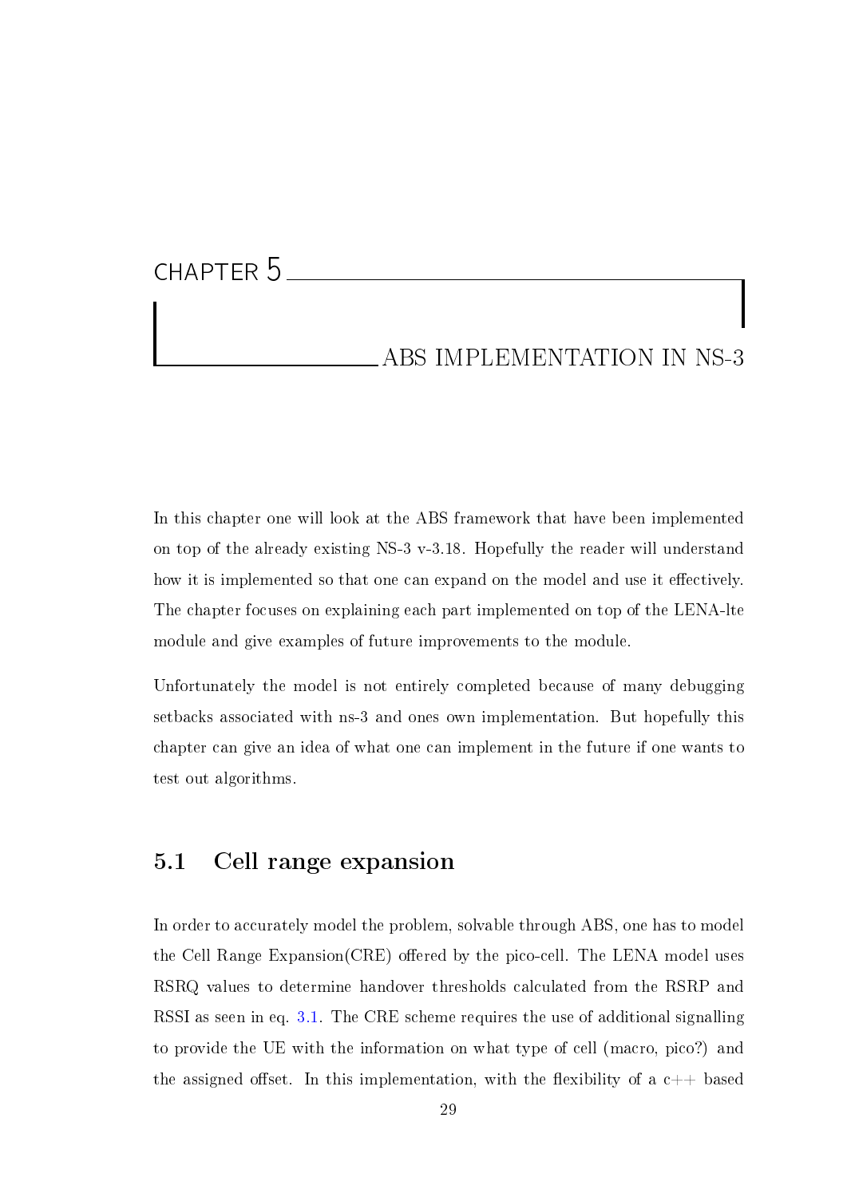# Chapter 5

# ABS Implementation in NS-3

In this chapter one will look at the ABS framework that have been implemented on top of the already existing NS-3 v-3.18. Hopefully the reader will understand how it is implemented so that one can expand on the model and use it effectively. The chapter focuses on explaining each part implemented on top of the LENA-lte module and give examples of future improvements to the module.

Unfortunately the model is not entirely completed because of many debugging setbacks associated with ns-3 and ones own implementation. But hopefully this chapter can give an idea of what one can implement in the future if one wants to test out algorithms.

## 5.1 Cell range expansion

In order to accurately model the problem, solvable through ABS, one has to model the Cell Range Expansion(CRE) offered by the pico-cell. The LENA model uses RSRQ values to determine handover thresholds calculated from the RSRP and RSSI as seen in eq. 3.1. The CRE scheme requires the use of additional signalling to provide the UE with the information on what type of cell (macro, pico?) and the assigned offset. In this implementation, with the flexibility of a c++ based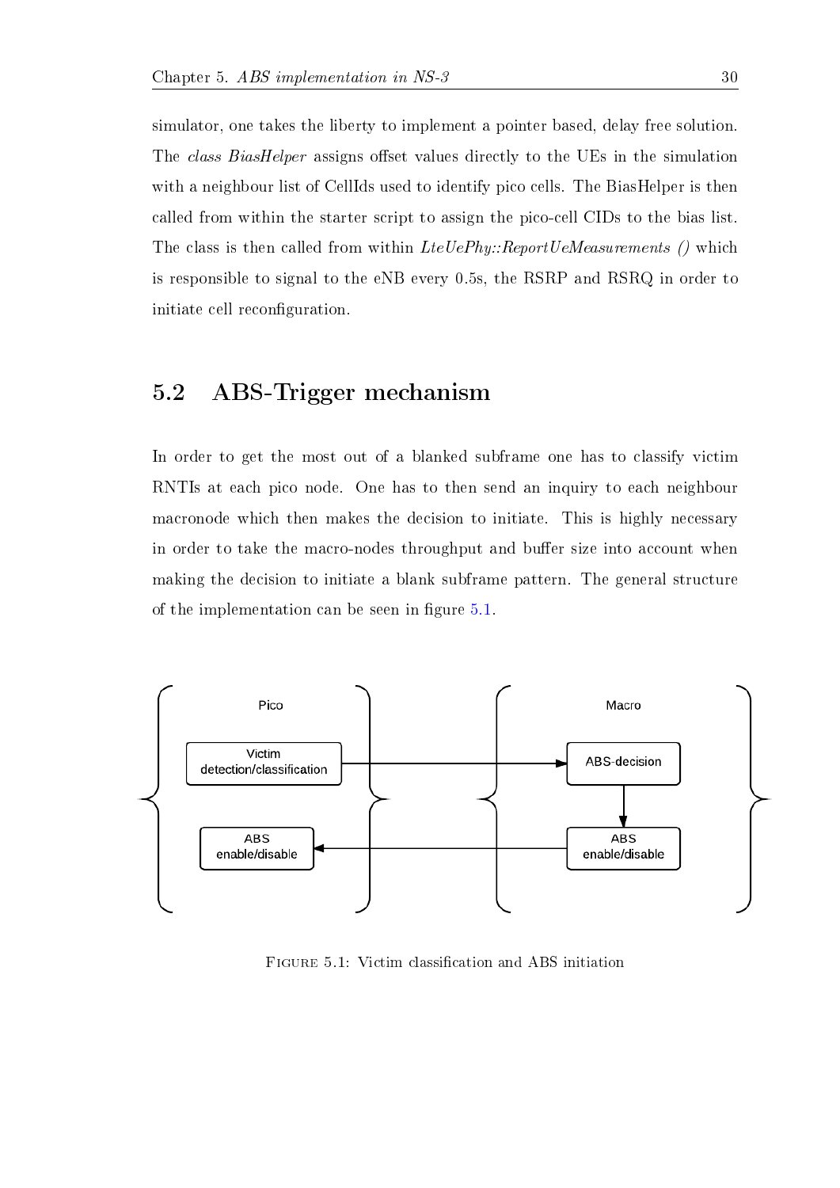simulator, one takes the liberty to implement a pointer based, delay free solution. The *class BiasHelper* assigns offset values directly to the UEs in the simulation with a neighbour list of CellIds used to identify pico cells. The BiasHelper is then called from within the starter script to assign the pico-cell CIDs to the bias list. The class is then called from within *LteUePhy::ReportUeMeasurements ()* which is responsible to signal to the eNB every 0.5s, the RSRP and RSRQ in order to initiate cell reconfiguration.

## 5.2 ABS-Trigger mechanism

In order to get the most out of a blanked subframe one has to classify victim RNTIs at each pico node. One has to then send an inquiry to each neighbour macronode which then makes the decision to initiate. This is highly necessary in order to take the macro-nodes throughput and buffer size into account when making the decision to initiate a blank subframe pattern. The general structure of the implementation can be seen in figure 5.1.

Pico

Victim detection/classification

ABS enable/disable

Macro

ABS-decision

ABS enable/disable

Figure 5.1: Victim classification and ABS initiation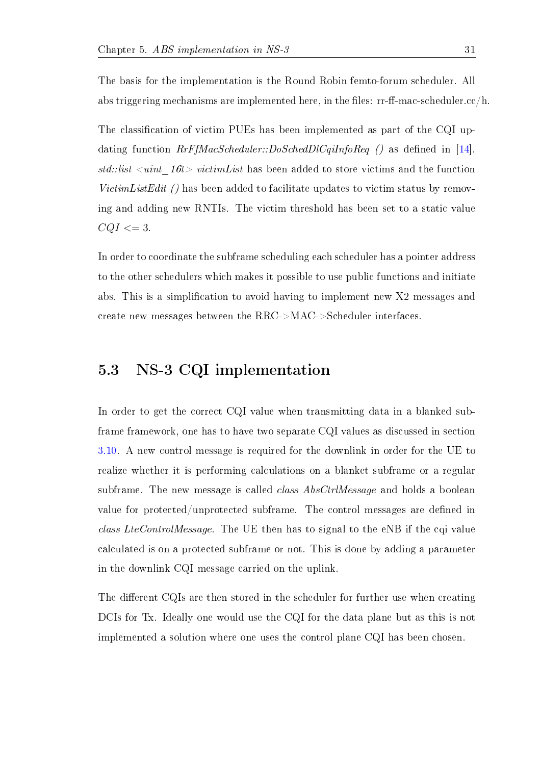The basis for the implementation is the Round Robin femto-forum scheduler. All abs triggering mechanisms are implemented here, in the files: rr-ff-mac-scheduler.cc/h.

The classification of victim PUEs has been implemented as part of the CQI updating function *RrFfMacScheduler::DoSchedDlCqiInfoReq ()* as defined in [14]. *std::list <uint_16t> victimList* has been added to store victims and the function *VictimListEdit ()* has been added to facilitate updates to victim status by removing and adding new RNTIs. The victim threshold has been set to a static value $CQI <= 3$.

In order to coordinate the subframe scheduling each scheduler has a pointer address to the other schedulers which makes it possible to use public functions and initiate abs. This is a simplification to avoid having to implement new X2 messages and create new messages between the RRC->MAC->Scheduler interfaces.

## 5.3 NS-3 CQI implementation

In order to get the correct CQI value when transmitting data in a blanked subframe framework, one has to have two separate CQI values as discussed in section 3.10. A new control message is required for the downlink in order for the UE to realize whether it is performing calculations on a blanket subframe or a regular subframe. The new message is called *class AbsCtrlMessage* and holds a boolean value for protected/unprotected subframe. The control messages are defined in *class LteControlMessage*. The UE then has to signal to the eNB if the cqi value calculated is on a protected subframe or not. This is done by adding a parameter in the downlink CQI message carried on the uplink.

The different CQIs are then stored in the scheduler for further use when creating DCIs for Tx. Ideally one would use the CQI for the data plane but as this is not implemented a solution where one uses the control plane CQI has been chosen.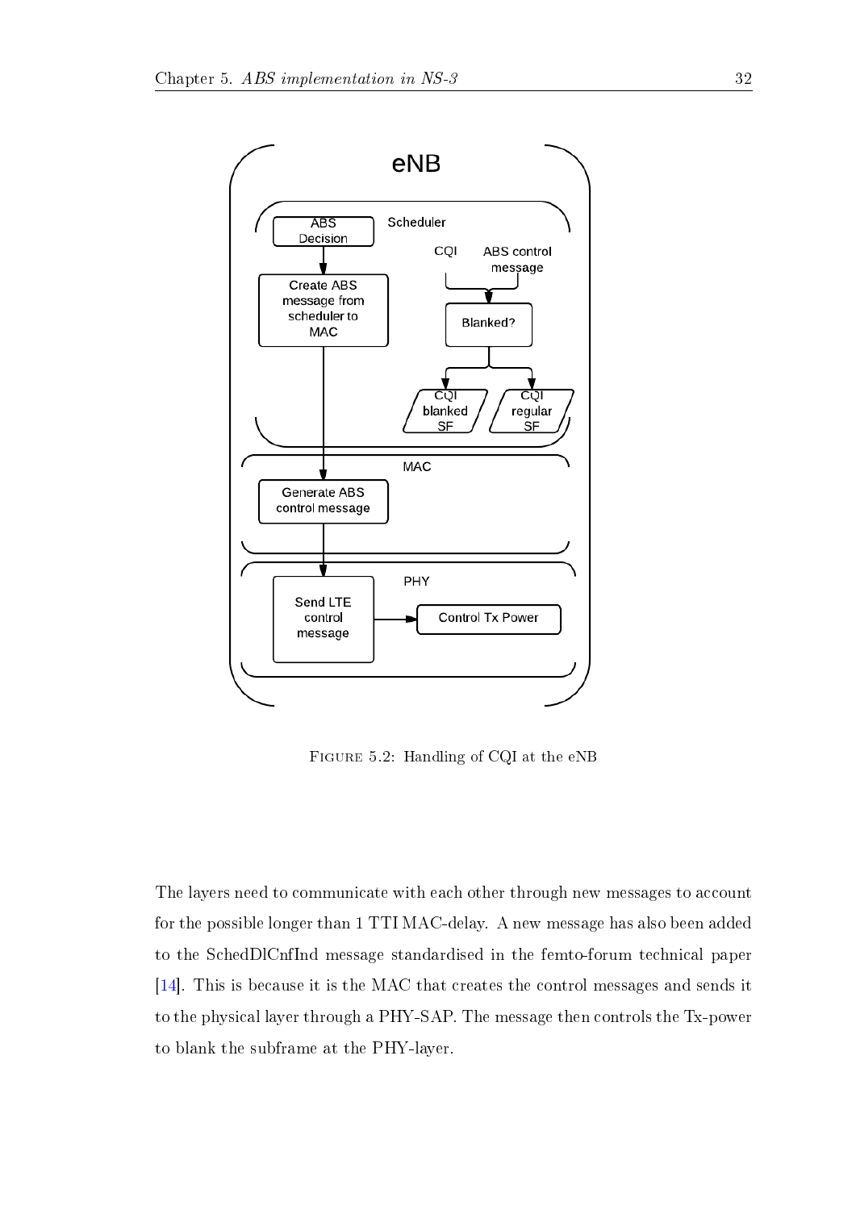FIGURE 5.2: Handling of CQI at the eNB

The layers need to communicate with each other through new messages to account for the possible longer than 1 TTI MAC-delay. A new message has also been added to the SchedDlCnfInd message standardised in the femto-forum technical paper [14]. This is because it is the MAC that creates the control messages and sends it to the physical layer through a PHY-SAP. The message then controls the Tx-power to blank the subframe at the PHY-layer.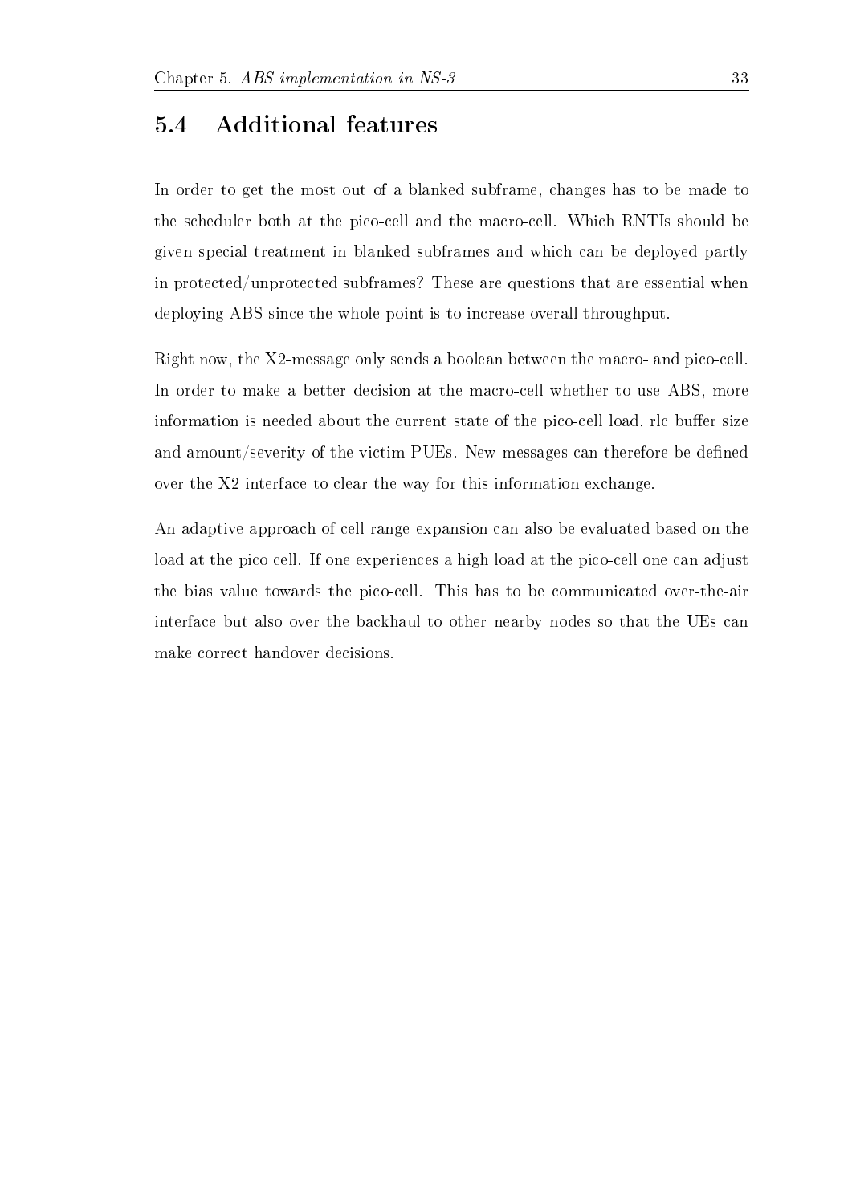## 5.4 Additional features

In order to get the most out of a blanked subframe, changes has to be made to the scheduler both at the pico-cell and the macro-cell. Which RNTIs should be given special treatment in blanked subframes and which can be deployed partly in protected/unprotected subframes? These are questions that are essential when deploying ABS since the whole point is to increase overall throughput.

Right now, the X2-message only sends a boolean between the macro- and pico-cell. In order to make a better decision at the macro-cell whether to use ABS, more information is needed about the current state of the pico-cell load, rlc buffer size and amount/severity of the victim-PUEs. New messages can therefore be defined over the X2 interface to clear the way for this information exchange.

An adaptive approach of cell range expansion can also be evaluated based on the load at the pico cell. If one experiences a high load at the pico-cell one can adjust the bias value towards the pico-cell. This has to be communicated over-the-air interface but also over the backhaul to other nearby nodes so that the UEs can make correct handover decisions.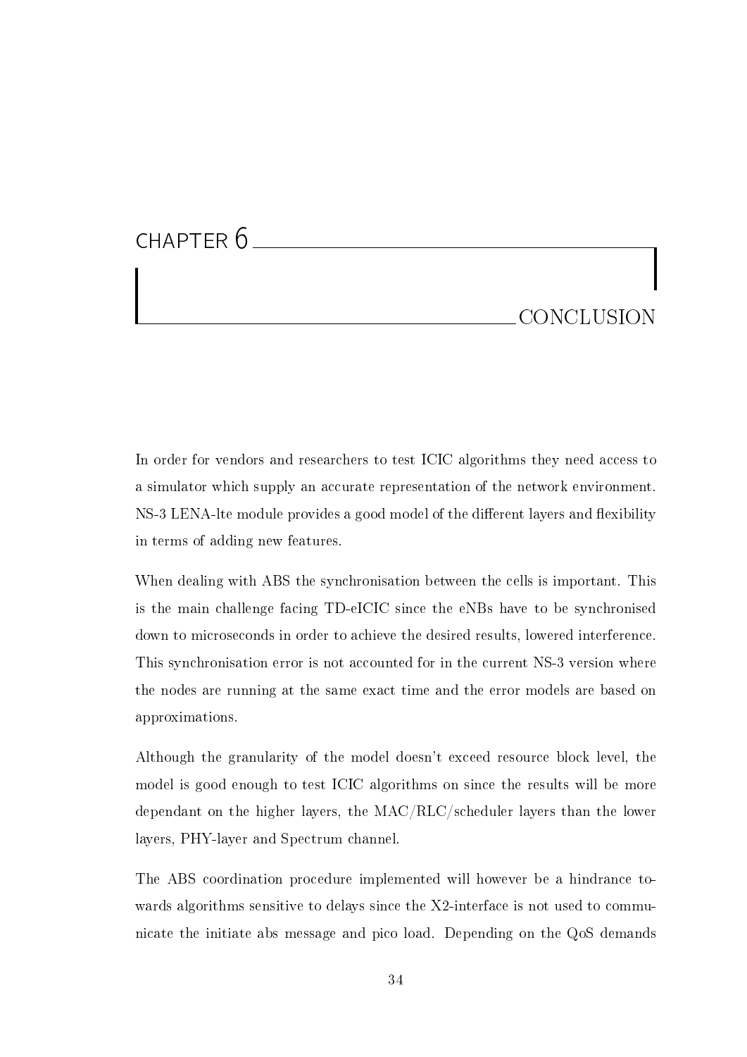# CHAPTER 6

# CONCLUSION

In order for vendors and researchers to test ICIC algorithms they need access to a simulator which supply an accurate representation of the network environment. NS-3 LENA-lte module provides a good model of the different layers and flexibility in terms of adding new features.

When dealing with ABS the synchronisation between the cells is important. This is the main challenge facing TD-eICIC since the eNBs have to be synchronised down to microseconds in order to achieve the desired results, lowered interference. This synchronisation error is not accounted for in the current NS-3 version where the nodes are running at the same exact time and the error models are based on approximations.

Although the granularity of the model doesn't exceed resource block level, the model is good enough to test ICIC algorithms on since the results will be more dependant on the higher layers, the MAC/RLC/scheduler layers than the lower layers, PHY-layer and Spectrum channel.

The ABS coordination procedure implemented will however be a hindrance towards algorithms sensitive to delays since the X2-interface is not used to communicate the initiate abs message and pico load. Depending on the QoS demands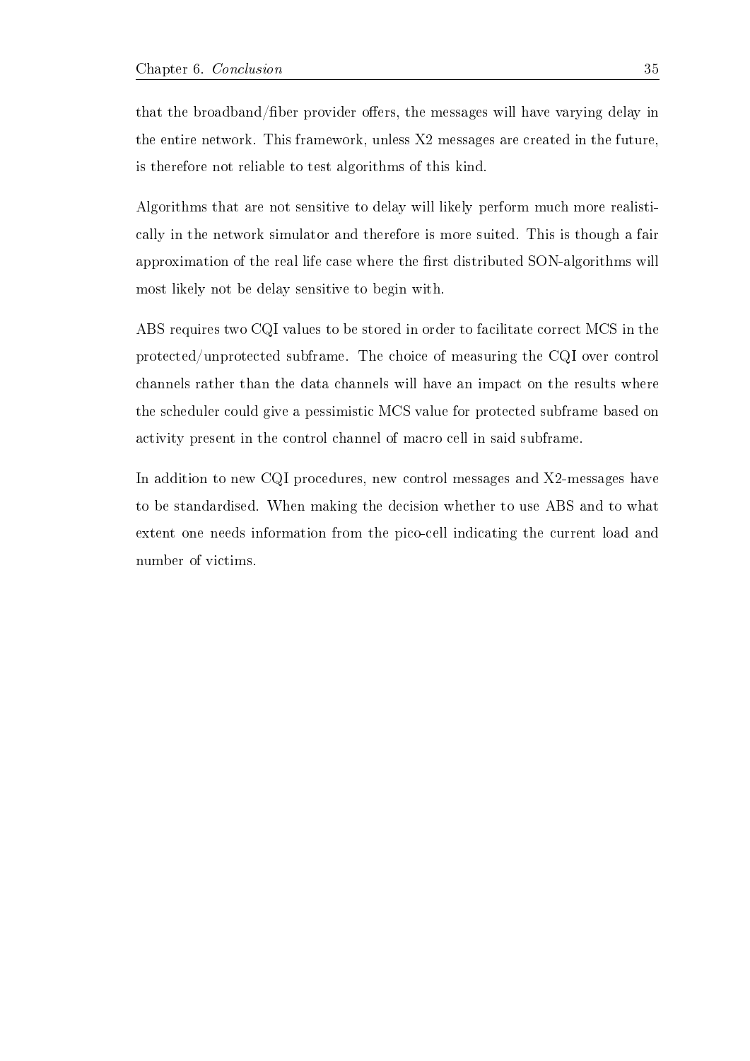that the broadband/fiber provider offers, the messages will have varying delay in the entire network. This framework, unless X2 messages are created in the future, is therefore not reliable to test algorithms of this kind.

Algorithms that are not sensitive to delay will likely perform much more realistically in the network simulator and therefore is more suited. This is though a fair approximation of the real life case where the first distributed SON-algorithms will most likely not be delay sensitive to begin with.

ABS requires two CQI values to be stored in order to facilitate correct MCS in the protected/unprotected subframe. The choice of measuring the CQI over control channels rather than the data channels will have an impact on the results where the scheduler could give a pessimistic MCS value for protected subframe based on activity present in the control channel of macro cell in said subframe.

In addition to new CQI procedures, new control messages and X2-messages have to be standardised. When making the decision whether to use ABS and to what extent one needs information from the pico-cell indicating the current load and number of victims.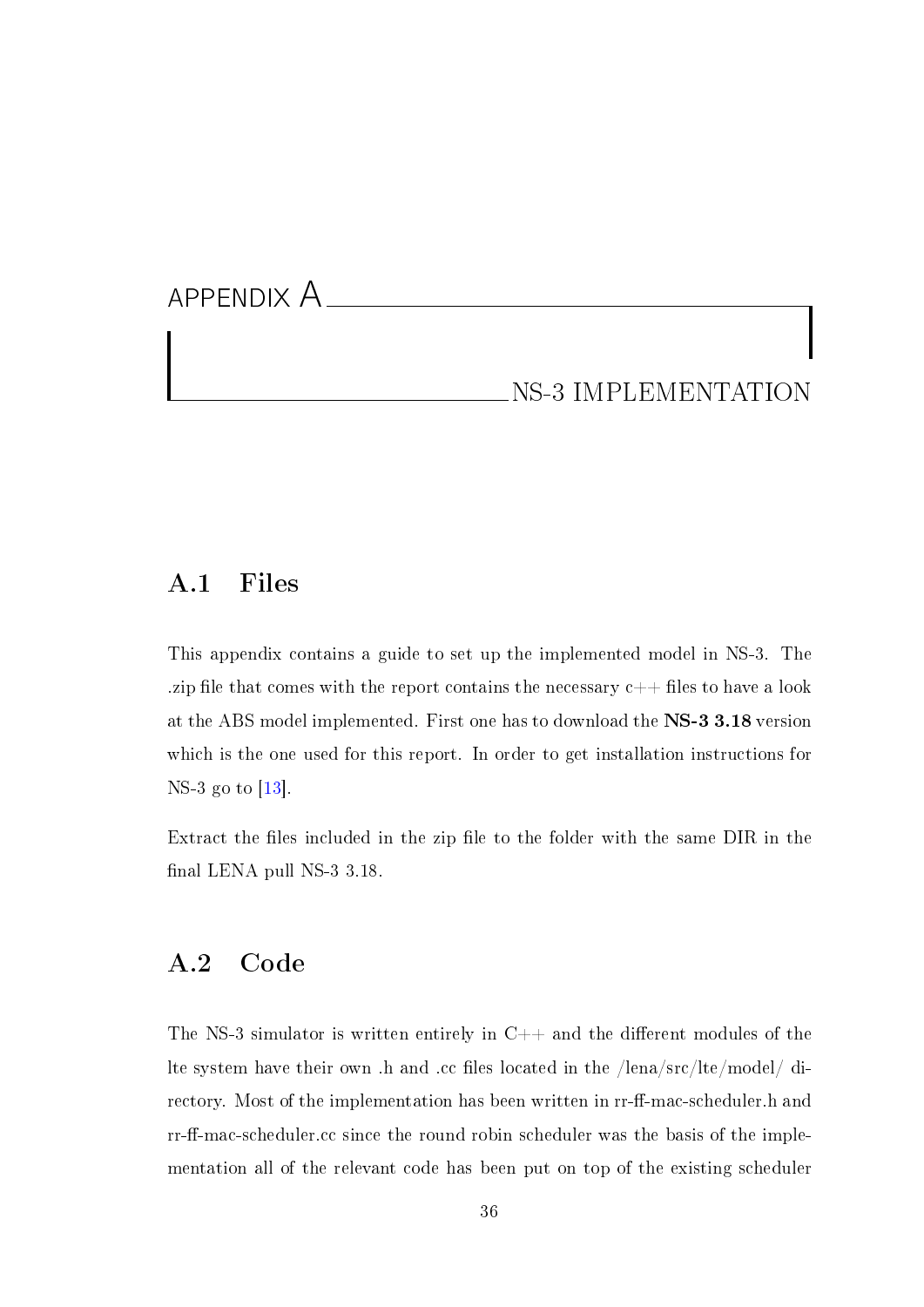# APPENDIX A

# NS-3 IMPLEMENTATION

## A.1 Files

This appendix contains a guide to set up the implemented model in NS-3. The .zip file that comes with the report contains the necessary c++ files to have a look at the ABS model implemented. First one has to download the **NS-3 3.18** version which is the one used for this report. In order to get installation instructions for NS-3 go to [13].

Extract the files included in the zip file to the folder with the same DIR in the final LENA pull NS-3 3.18.

## A.2 Code

The NS-3 simulator is written entirely in C++ and the different modules of the lte system have their own .h and .cc files located in the /lena/src/lte/model/ directory. Most of the implementation has been written in rr-ff-mac-scheduler.h and rr-ff-mac-scheduler.cc since the round robin scheduler was the basis of the implementation all of the relevant code has been put on top of the existing scheduler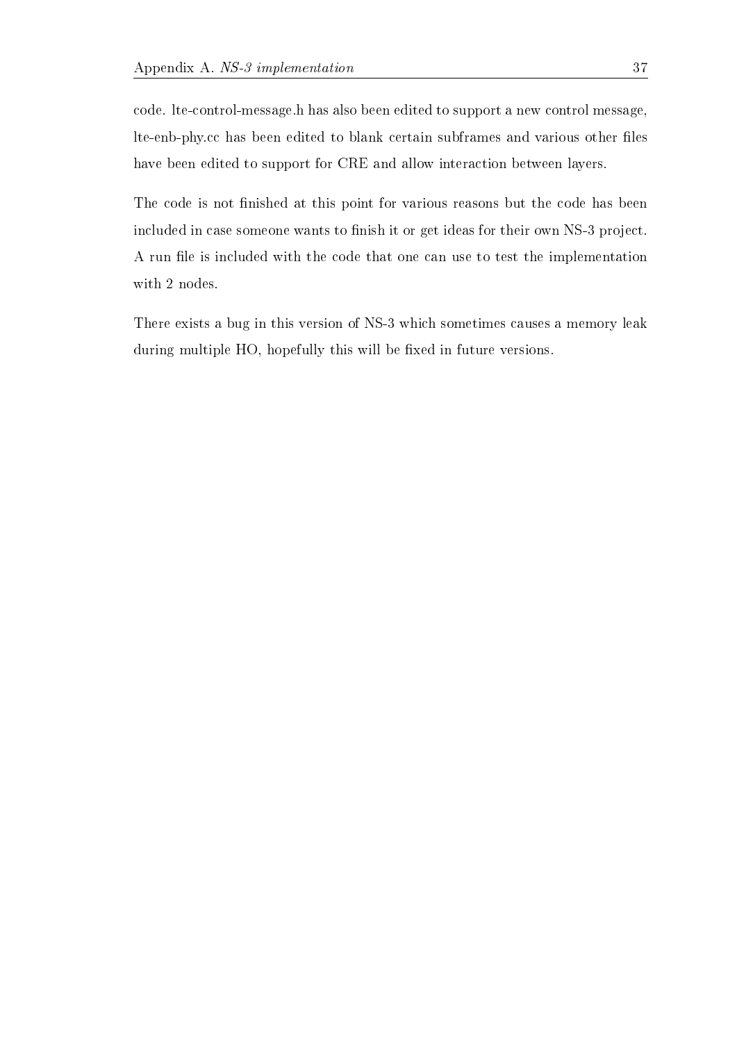code. lte-control-message.h has also been edited to support a new control message, lte-enb-phy.cc has been edited to blank certain subframes and various other files have been edited to support for CRE and allow interaction between layers.

The code is not finished at this point for various reasons but the code has been included in case someone wants to finish it or get ideas for their own NS-3 project. A run file is included with the code that one can use to test the implementation with 2 nodes.

There exists a bug in this version of NS-3 which sometimes causes a memory leak during multiple HO, hopefully this will be fixed in future versions.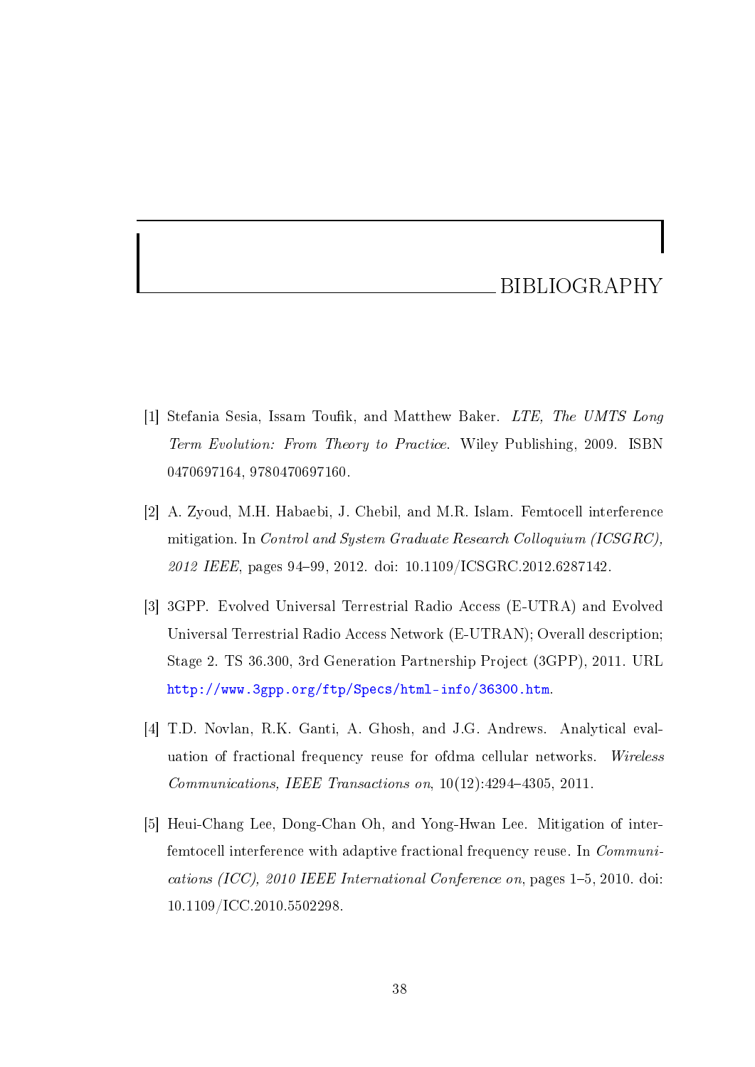# BIBLIOGRAPHY

[1] Stefania Sesia, Issam Toufik, and Matthew Baker. *LTE, The UMTS Long Term Evolution: From Theory to Practice*. Wiley Publishing, 2009. ISBN 0470697164, 9780470697160.

[2] A. Zyoud, M.H. Habaebi, J. Chebil, and M.R. Islam. Femtocell interference mitigation. In *Control and System Graduate Research Colloquium (ICSGRC), 2012 IEEE*, pages 94–99, 2012. doi: 10.1109/ICSGRC.2012.6287142.

[3] 3GPP. Evolved Universal Terrestrial Radio Access (E-UTRA) and Evolved Universal Terrestrial Radio Access Network (E-UTRAN); Overall description; Stage 2. TS 36.300, 3rd Generation Partnership Project (3GPP), 2011. URL http://www.3gpp.org/ftp/Specs/html-info/36300.htm.

[4] T.D. Novlan, R.K. Ganti, A. Ghosh, and J.G. Andrews. Analytical evaluation of fractional frequency reuse for ofdma cellular networks. *Wireless Communications, IEEE Transactions on*, 10(12):4294–4305, 2011.

[5] Heui-Chang Lee, Dong-Chan Oh, and Yong-Hwan Lee. Mitigation of inter-femtocell interference with adaptive fractional frequency reuse. In *Communications (ICC), 2010 IEEE International Conference on*, pages 1–5, 2010. doi: 10.1109/ICC.2010.5502298.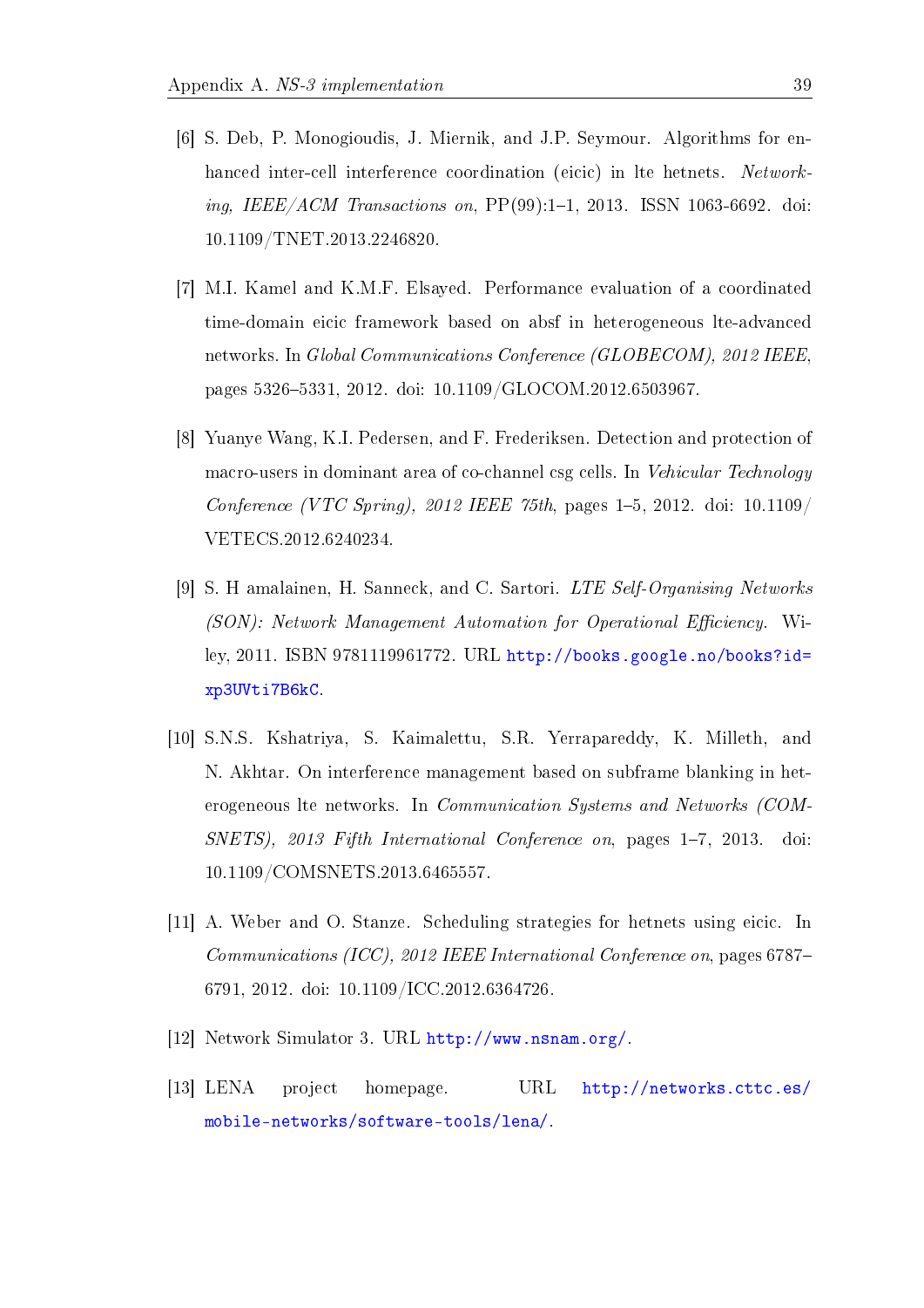[6] S. Deb, P. Monogioudis, J. Miernik, and J.P. Seymour. Algorithms for enhanced inter-cell interference coordination (eicic) in lte hetnets. *Networking, IEEE/ACM Transactions on*, PP(99):1–1, 2013. ISSN 1063-6692. doi: 10.1109/TNET.2013.2246820.

[7] M.I. Kamel and K.M.F. Elsayed. Performance evaluation of a coordinated time-domain eicic framework based on absf in heterogeneous lte-advanced networks. In *Global Communications Conference (GLOBECOM), 2012 IEEE*, pages 5326–5331, 2012. doi: 10.1109/GLOCOM.2012.6503967.

[8] Yuanye Wang, K.I. Pedersen, and F. Frederiksen. Detection and protection of macro-users in dominant area of co-channel csg cells. In *Vehicular Technology Conference (VTC Spring), 2012 IEEE 75th*, pages 1–5, 2012. doi: 10.1109/VETECS.2012.6240234.

[9] S. H amalainen, H. Sanneck, and C. Sartori. *LTE Self-Organising Networks (SON): Network Management Automation for Operational Efficiency*. Wiley, 2011. ISBN 9781119961772. URL http://books.google.no/books?id=xp3UVti7B6kC.

[10] S.N.S. Kshatriya, S. Kaimalettu, S.R. Yerrapareddy, K. Milleth, and N. Akhtar. On interference management based on subframe blanking in heterogeneous lte networks. In *Communication Systems and Networks (COMSNETS), 2013 Fifth International Conference on*, pages 1–7, 2013. doi: 10.1109/COMSNETS.2013.6465557.

[11] A. Weber and O. Stanze. Scheduling strategies for hetnets using eicic. In *Communications (ICC), 2012 IEEE International Conference on*, pages 6787–6791, 2012. doi: 10.1109/ICC.2012.6364726.

[12] Network Simulator 3. URL http://www.nsnam.org/.

[13] LENA project homepage. URL http://networks.cttc.es/mobile-networks/software-tools/lena/.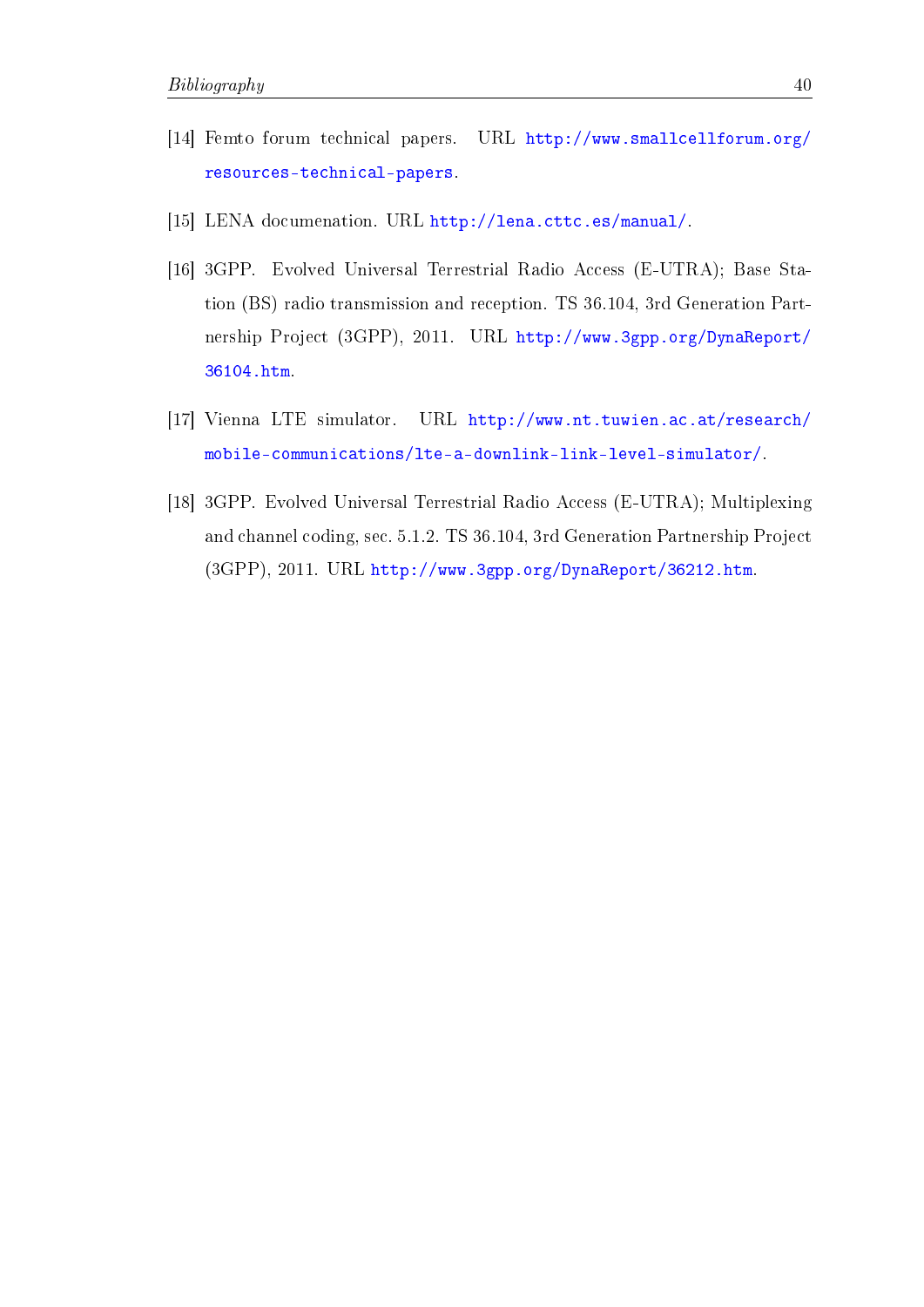[14] Femto forum technical papers. URL http://www.smallcellforum.org/resources-technical-papers.

[15] LENA documenation. URL http://lena.cttc.es/manual/.

[16] 3GPP. Evolved Universal Terrestrial Radio Access (E-UTRA); Base Station (BS) radio transmission and reception. TS 36.104, 3rd Generation Partnership Project (3GPP), 2011. URL http://www.3gpp.org/DynaReport/36104.htm.

[17] Vienna LTE simulator. URL http://www.nt.tuwien.ac.at/research/mobile-communications/lte-a-downlink-link-level-simulator/.

[18] 3GPP. Evolved Universal Terrestrial Radio Access (E-UTRA); Multiplexing and channel coding, sec. 5.1.2. TS 36.104, 3rd Generation Partnership Project (3GPP), 2011. URL http://www.3gpp.org/DynaReport/36212.htm.